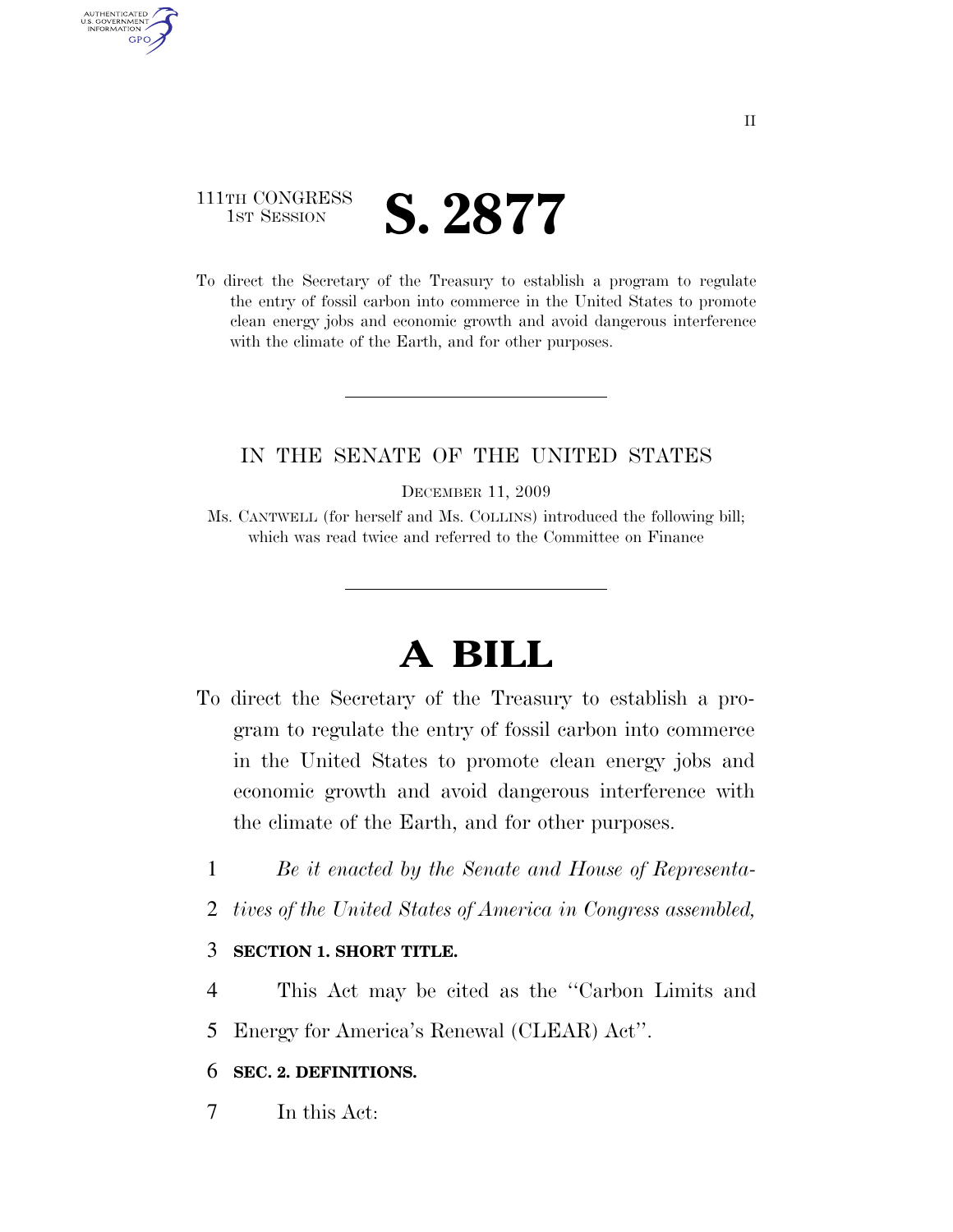111TH CONGRESS
1ST SESSION

# S. 2877

To direct the Secretary of the Treasury to establish a program to regulate the entry of fossil carbon into commerce in the United States to promote clean energy jobs and economic growth and avoid dangerous interference with the climate of the Earth, and for other purposes.

---

IN THE SENATE OF THE UNITED STATES

DECEMBER 11, 2009

Ms. CANTWELL (for herself and Ms. COLLINS) introduced the following bill; which was read twice and referred to the Committee on Finance

---

# A BILL

To direct the Secretary of the Treasury to establish a program to regulate the entry of fossil carbon into commerce in the United States to promote clean energy jobs and economic growth and avoid dangerous interference with the climate of the Earth, and for other purposes.

1 *Be it enacted by the Senate and House of Representa-*
2 *tives of the United States of America in Congress assembled,*

3 **SECTION 1. SHORT TITLE.**

4 This Act may be cited as the ''Carbon Limits and
5 Energy for America's Renewal (CLEAR) Act''.

6 **SEC. 2. DEFINITIONS.**

7 In this Act: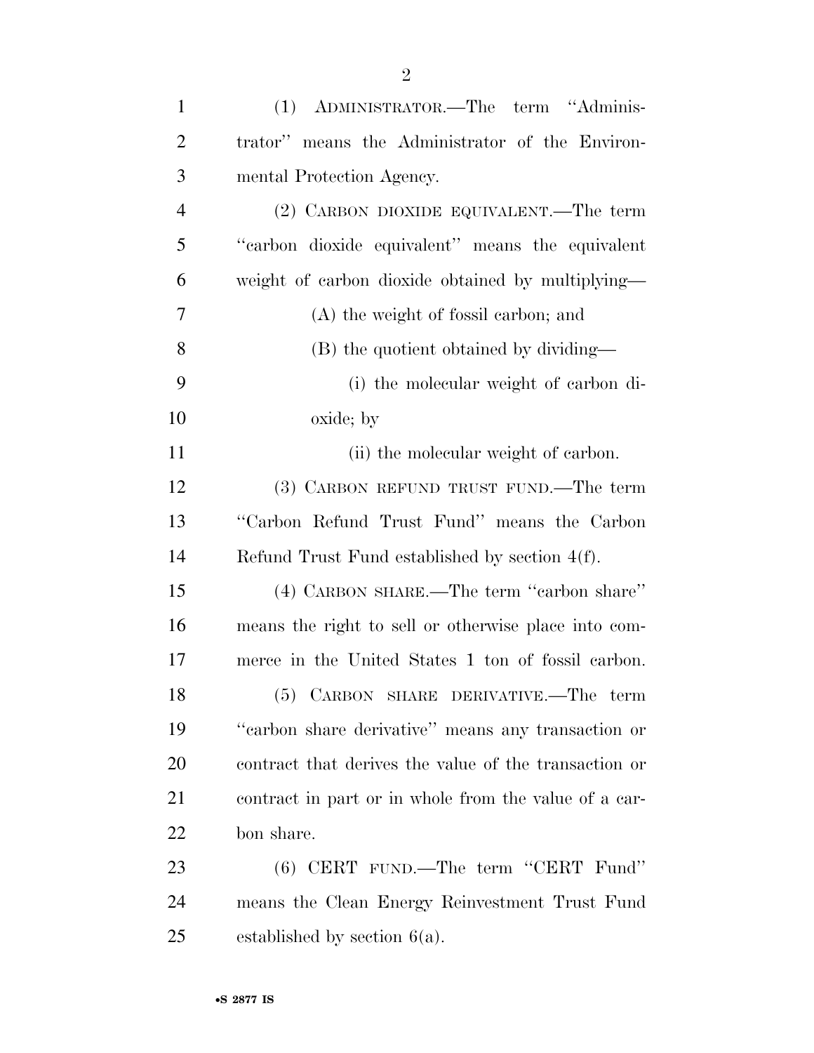(1) ADMINISTRATOR.—The term "Administrator" means the Administrator of the Environmental Protection Agency.

(2) CARBON DIOXIDE EQUIVALENT.—The term "carbon dioxide equivalent" means the equivalent weight of carbon dioxide obtained by multiplying—

(A) the weight of fossil carbon; and

(B) the quotient obtained by dividing—

(i) the molecular weight of carbon dioxide; by

(ii) the molecular weight of carbon.

(3) CARBON REFUND TRUST FUND.—The term "Carbon Refund Trust Fund" means the Carbon Refund Trust Fund established by section 4(f).

(4) CARBON SHARE.—The term "carbon share" means the right to sell or otherwise place into commerce in the United States 1 ton of fossil carbon.

(5) CARBON SHARE DERIVATIVE.—The term "carbon share derivative" means any transaction or contract that derives the value of the transaction or contract in part or in whole from the value of a carbon share.

(6) CERT FUND.—The term "CERT Fund" means the Clean Energy Reinvestment Trust Fund established by section 6(a).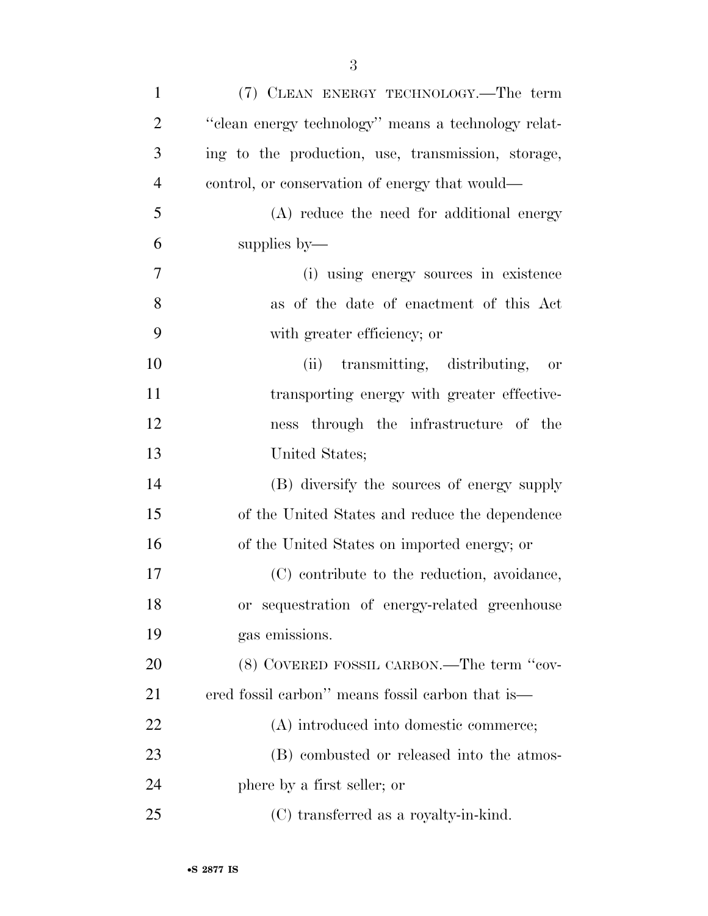(7) CLEAN ENERGY TECHNOLOGY.—The term "clean energy technology" means a technology relating to the production, use, transmission, storage, control, or conservation of energy that would—

(A) reduce the need for additional energy supplies by—

(i) using energy sources in existence as of the date of enactment of this Act with greater efficiency; or

(ii) transmitting, distributing, or transporting energy with greater effectiveness through the infrastructure of the United States;

(B) diversify the sources of energy supply of the United States and reduce the dependence of the United States on imported energy; or

(C) contribute to the reduction, avoidance, or sequestration of energy-related greenhouse gas emissions.

(8) COVERED FOSSIL CARBON.—The term "covered fossil carbon" means fossil carbon that is—

(A) introduced into domestic commerce;

(B) combusted or released into the atmosphere by a first seller; or

(C) transferred as a royalty-in-kind.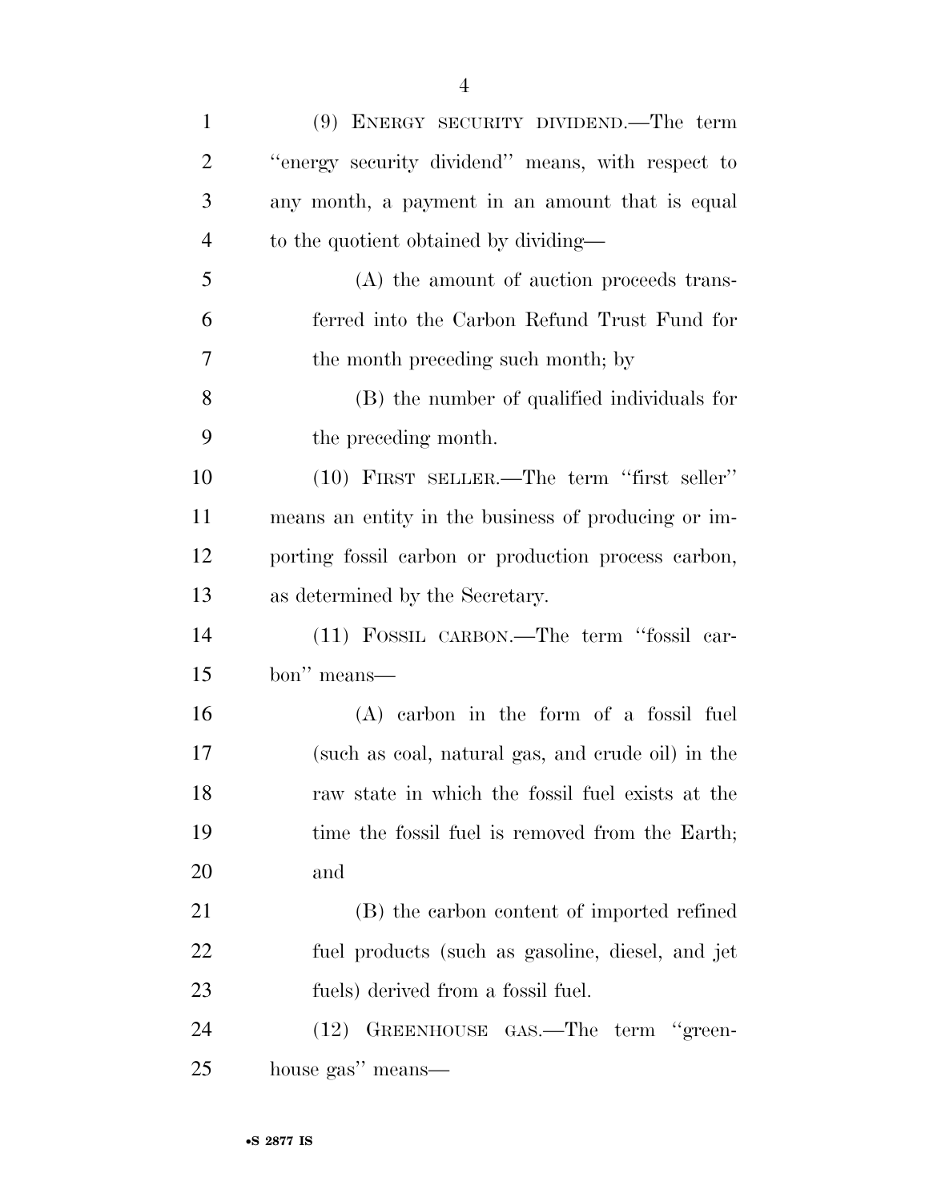(9) ENERGY SECURITY DIVIDEND.—The term ''energy security dividend'' means, with respect to any month, a payment in an amount that is equal to the quotient obtained by dividing—

(A) the amount of auction proceeds transferred into the Carbon Refund Trust Fund for the month preceding such month; by

(B) the number of qualified individuals for the preceding month.

(10) FIRST SELLER.—The term ''first seller'' means an entity in the business of producing or importing fossil carbon or production process carbon, as determined by the Secretary.

(11) FOSSIL CARBON.—The term ''fossil carbon'' means—

(A) carbon in the form of a fossil fuel (such as coal, natural gas, and crude oil) in the raw state in which the fossil fuel exists at the time the fossil fuel is removed from the Earth; and

(B) the carbon content of imported refined fuel products (such as gasoline, diesel, and jet fuels) derived from a fossil fuel.

(12) GREENHOUSE GAS.—The term ''greenhouse gas'' means—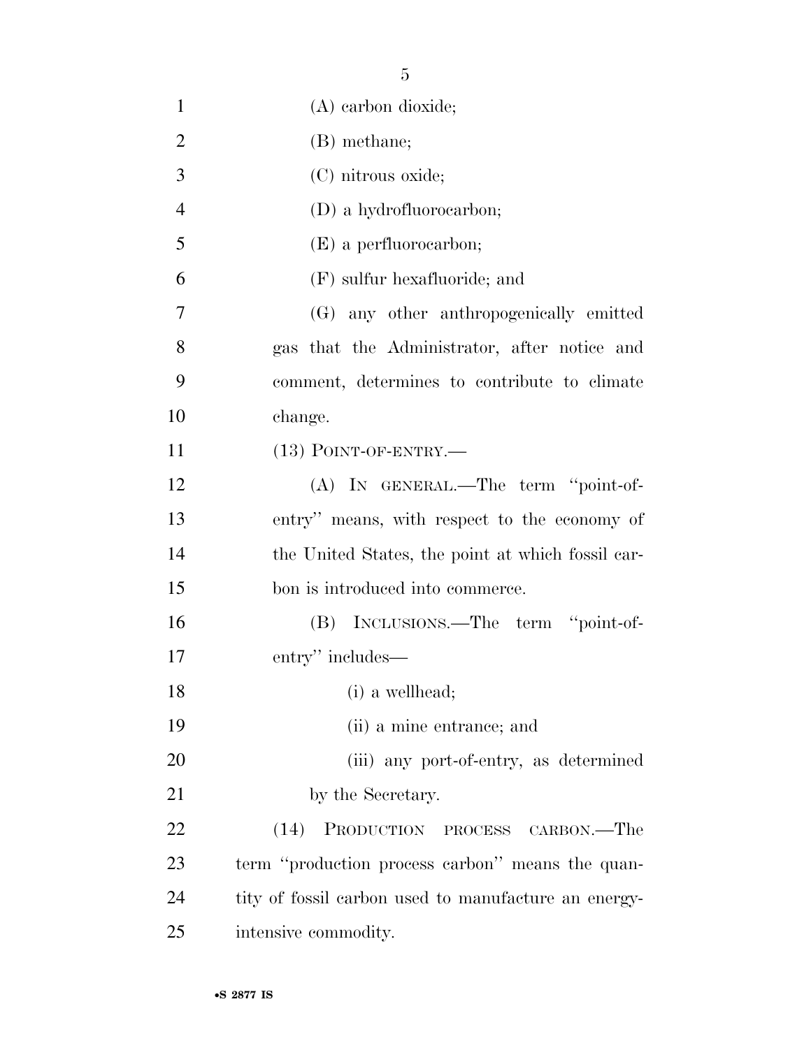(A) carbon dioxide;

(B) methane;

(C) nitrous oxide;

(D) a hydrofluorocarbon;

(E) a perfluorocarbon;

(F) sulfur hexafluoride; and

(G) any other anthropogenically emitted gas that the Administrator, after notice and comment, determines to contribute to climate change.

(13) POINT-OF-ENTRY.—

(A) IN GENERAL.—The term ''point-of-entry'' means, with respect to the economy of the United States, the point at which fossil carbon is introduced into commerce.

(B) INCLUSIONS.—The term ''point-of-entry'' includes—

(i) a wellhead;

(ii) a mine entrance; and

(iii) any port-of-entry, as determined by the Secretary.

(14) PRODUCTION PROCESS CARBON.—The term ''production process carbon'' means the quantity of fossil carbon used to manufacture an energy-intensive commodity.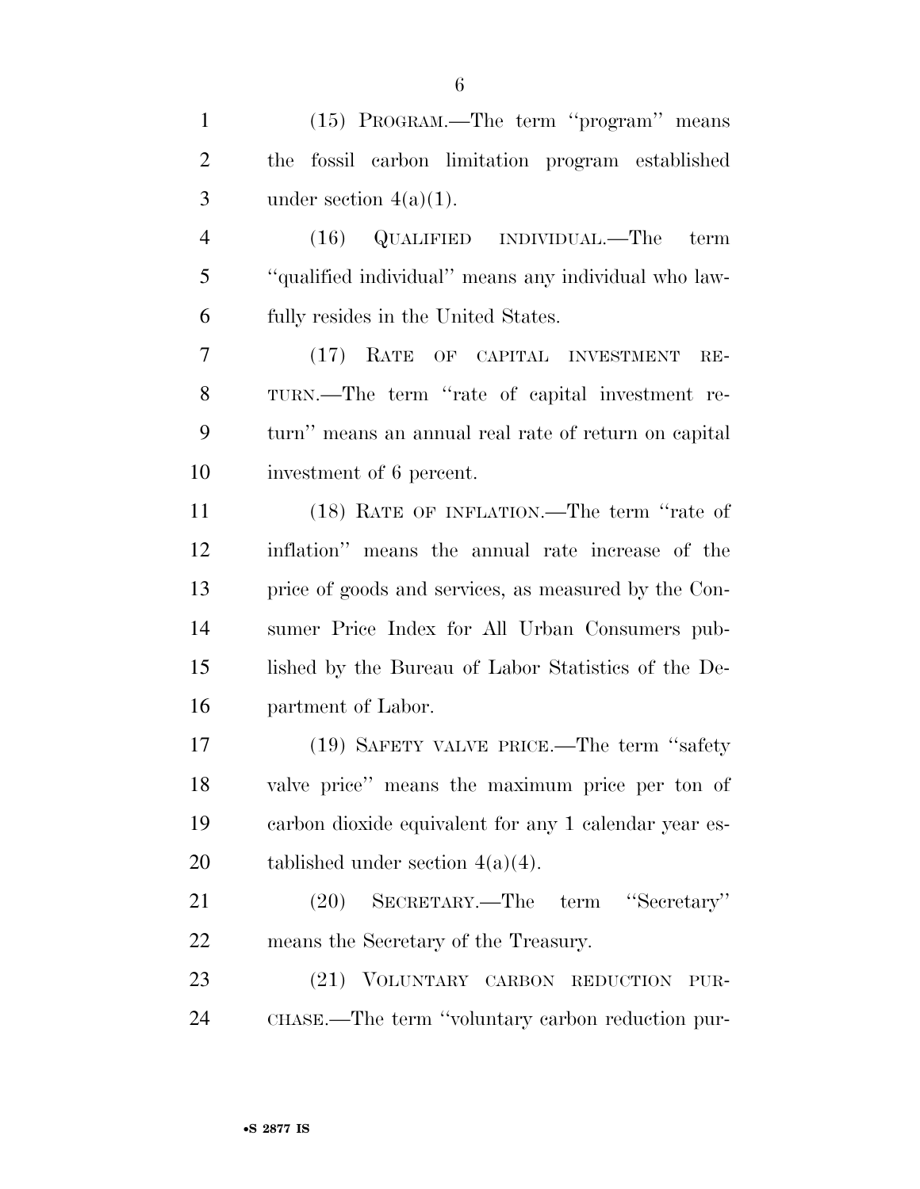(15) PROGRAM.—The term ''program'' means the fossil carbon limitation program established under section 4(a)(1).

(16) QUALIFIED INDIVIDUAL.—The term ''qualified individual'' means any individual who lawfully resides in the United States.

(17) RATE OF CAPITAL INVESTMENT RETURN.—The term ''rate of capital investment return'' means an annual real rate of return on capital investment of 6 percent.

(18) RATE OF INFLATION.—The term ''rate of inflation'' means the annual rate increase of the price of goods and services, as measured by the Consumer Price Index for All Urban Consumers published by the Bureau of Labor Statistics of the Department of Labor.

(19) SAFETY VALVE PRICE.—The term ''safety valve price'' means the maximum price per ton of carbon dioxide equivalent for any 1 calendar year established under section 4(a)(4).

(20) SECRETARY.—The term ''Secretary'' means the Secretary of the Treasury.

(21) VOLUNTARY CARBON REDUCTION PURCHASE.—The term ''voluntary carbon reduction pur-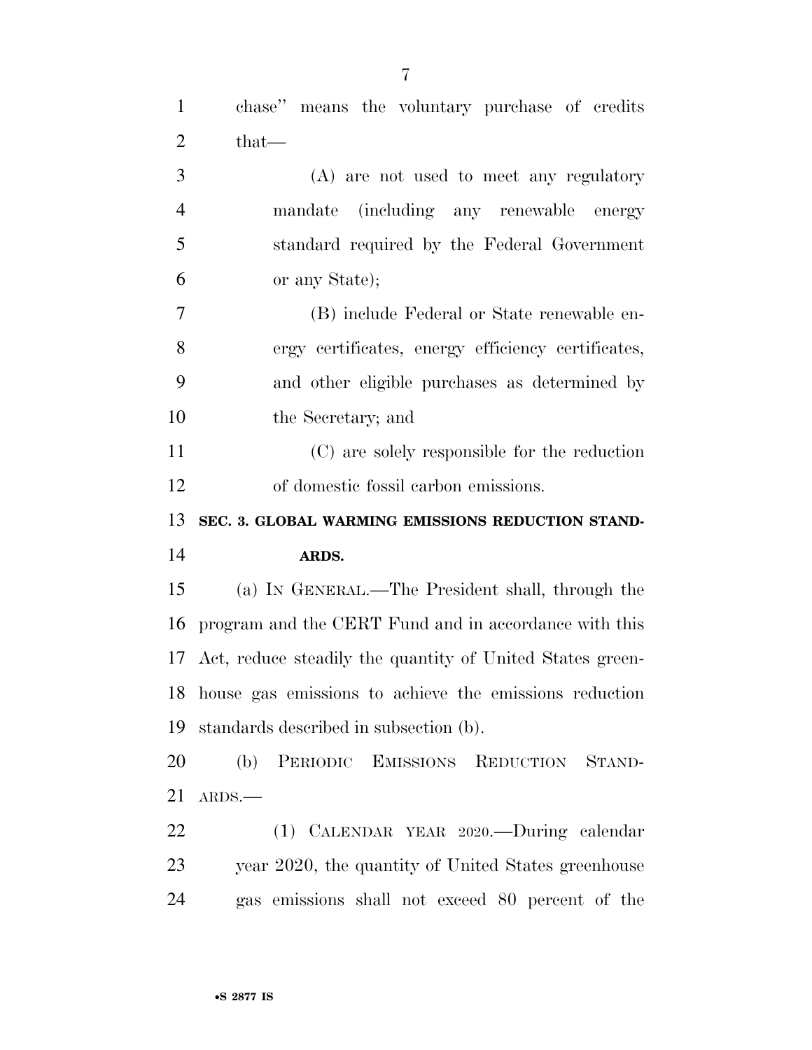chase" means the voluntary purchase of credits that—

(A) are not used to meet any regulatory mandate (including any renewable energy standard required by the Federal Government or any State);

(B) include Federal or State renewable energy certificates, energy efficiency certificates, and other eligible purchases as determined by the Secretary; and

(C) are solely responsible for the reduction of domestic fossil carbon emissions.

**SEC. 3. GLOBAL WARMING EMISSIONS REDUCTION STANDARDS.**

(a) IN GENERAL.—The President shall, through the program and the CERT Fund and in accordance with this Act, reduce steadily the quantity of United States greenhouse gas emissions to achieve the emissions reduction standards described in subsection (b).

(b) PERIODIC EMISSIONS REDUCTION STANDARDS.—

(1) CALENDAR YEAR 2020.—During calendar year 2020, the quantity of United States greenhouse gas emissions shall not exceed 80 percent of the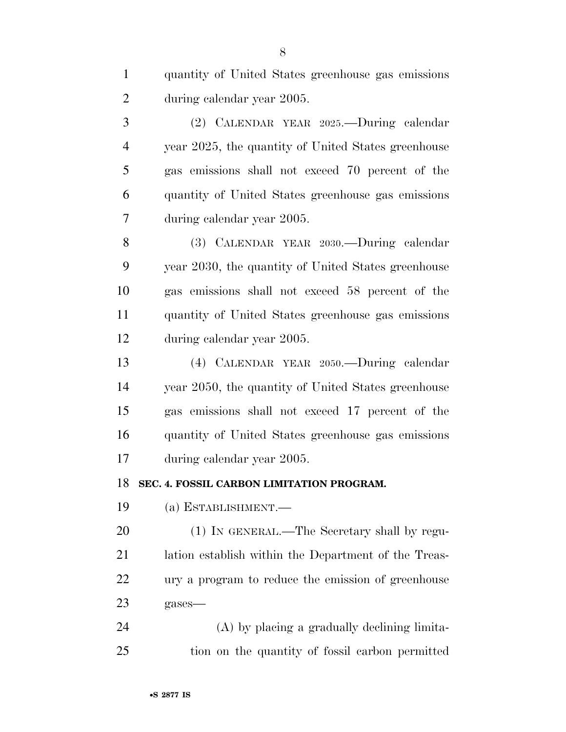quantity of United States greenhouse gas emissions during calendar year 2005.

(2) CALENDAR YEAR 2025.—During calendar year 2025, the quantity of United States greenhouse gas emissions shall not exceed 70 percent of the quantity of United States greenhouse gas emissions during calendar year 2005.

(3) CALENDAR YEAR 2030.—During calendar year 2030, the quantity of United States greenhouse gas emissions shall not exceed 58 percent of the quantity of United States greenhouse gas emissions during calendar year 2005.

(4) CALENDAR YEAR 2050.—During calendar year 2050, the quantity of United States greenhouse gas emissions shall not exceed 17 percent of the quantity of United States greenhouse gas emissions during calendar year 2005.

**SEC. 4. FOSSIL CARBON LIMITATION PROGRAM.**

(a) ESTABLISHMENT.—

(1) IN GENERAL.—The Secretary shall by regulation establish within the Department of the Treasury a program to reduce the emission of greenhouse gases—

(A) by placing a gradually declining limitation on the quantity of fossil carbon permitted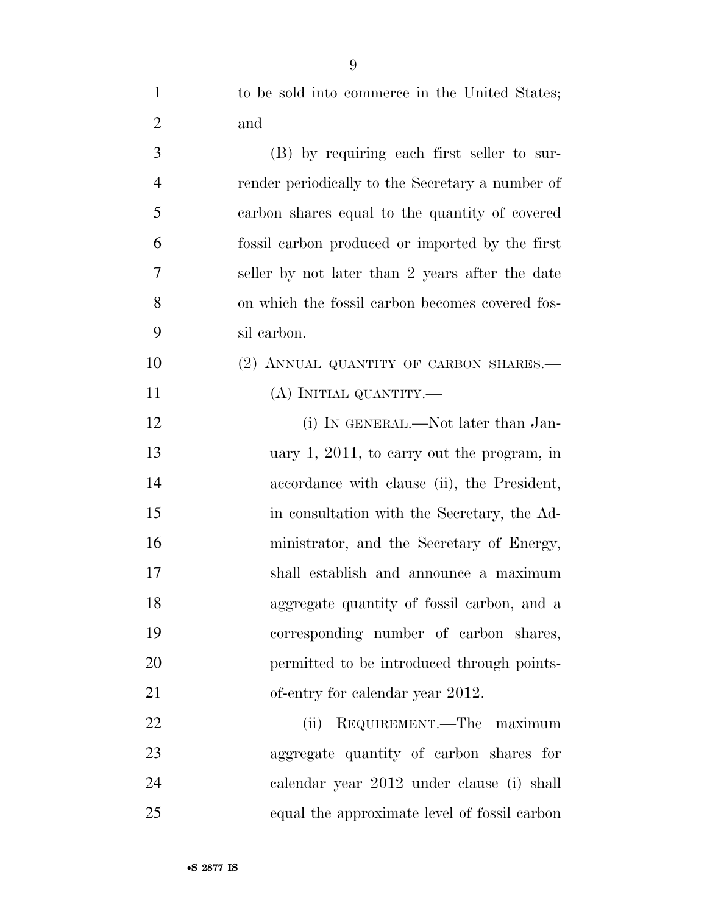to be sold into commerce in the United States; and

(B) by requiring each first seller to surrender periodically to the Secretary a number of carbon shares equal to the quantity of covered fossil carbon produced or imported by the first seller by not later than 2 years after the date on which the fossil carbon becomes covered fossil carbon.

(2) ANNUAL QUANTITY OF CARBON SHARES.—

(A) INITIAL QUANTITY.—

(i) IN GENERAL.—Not later than January 1, 2011, to carry out the program, in accordance with clause (ii), the President, in consultation with the Secretary, the Administrator, and the Secretary of Energy, shall establish and announce a maximum aggregate quantity of fossil carbon, and a corresponding number of carbon shares, permitted to be introduced through points-of-entry for calendar year 2012.

(ii) REQUIREMENT.—The maximum aggregate quantity of carbon shares for calendar year 2012 under clause (i) shall equal the approximate level of fossil carbon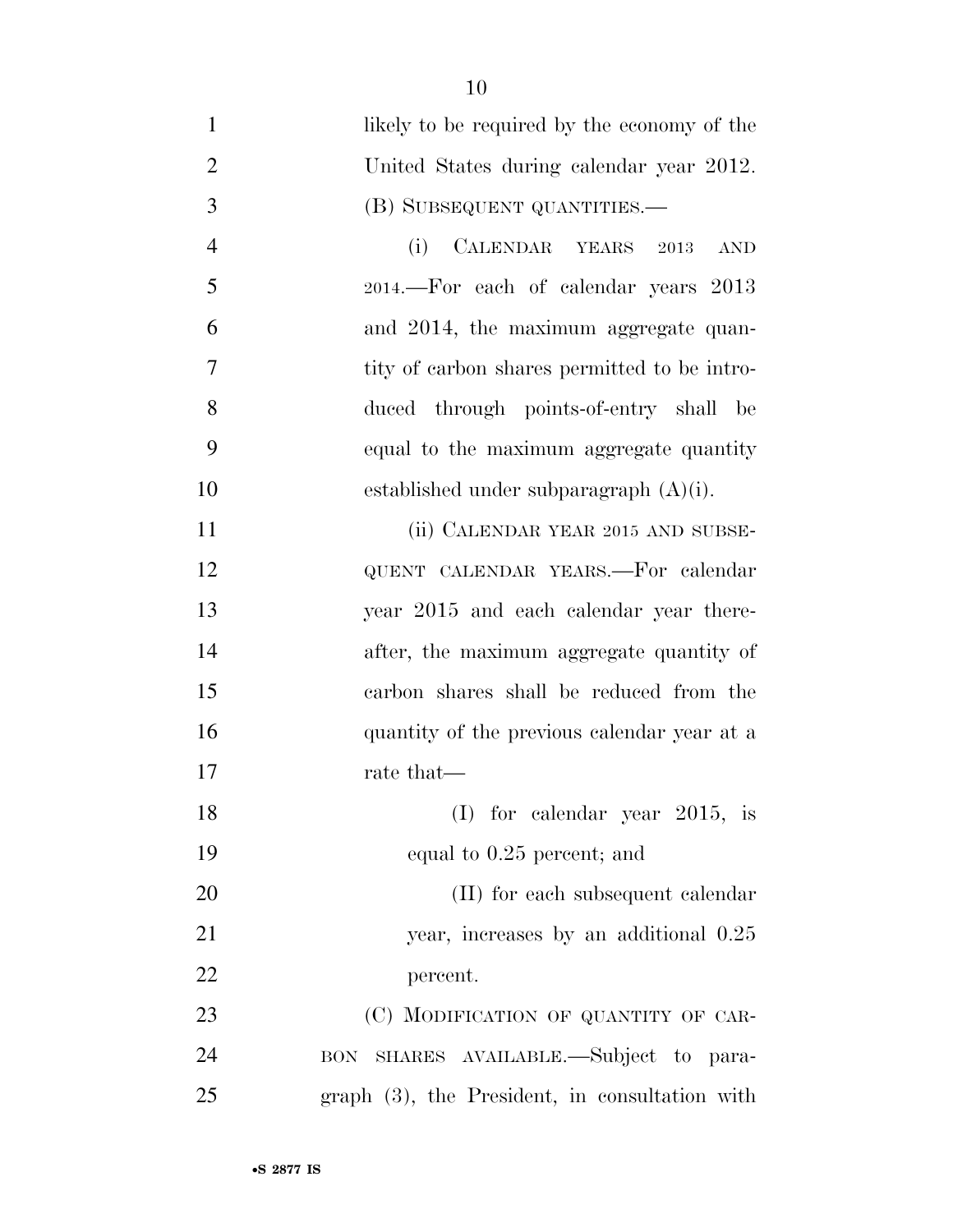likely to be required by the economy of the United States during calendar year 2012.

(B) SUBSEQUENT QUANTITIES.—

(i) CALENDAR YEARS 2013 AND 2014.—For each of calendar years 2013 and 2014, the maximum aggregate quantity of carbon shares permitted to be introduced through points-of-entry shall be equal to the maximum aggregate quantity established under subparagraph (A)(i).

(ii) CALENDAR YEAR 2015 AND SUBSEQUENT CALENDAR YEARS.—For calendar year 2015 and each calendar year thereafter, the maximum aggregate quantity of carbon shares shall be reduced from the quantity of the previous calendar year at a rate that—

(I) for calendar year 2015, is equal to 0.25 percent; and

(II) for each subsequent calendar year, increases by an additional 0.25 percent.

(C) MODIFICATION OF QUANTITY OF CARBON SHARES AVAILABLE.—Subject to paragraph (3), the President, in consultation with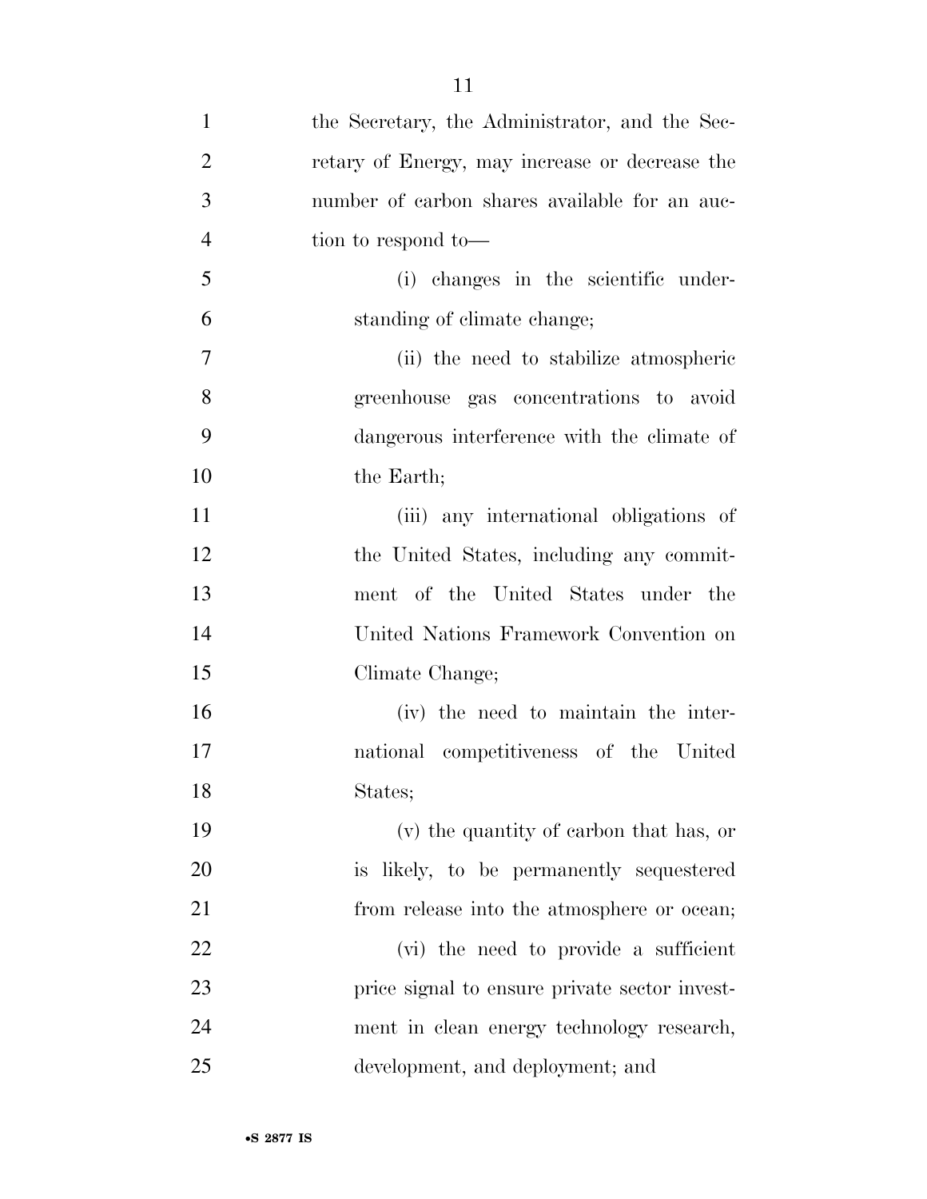the Secretary, the Administrator, and the Secretary of Energy, may increase or decrease the number of carbon shares available for an auction to respond to—

(i) changes in the scientific understanding of climate change;

(ii) the need to stabilize atmospheric greenhouse gas concentrations to avoid dangerous interference with the climate of the Earth;

(iii) any international obligations of the United States, including any commitment of the United States under the United Nations Framework Convention on Climate Change;

(iv) the need to maintain the international competitiveness of the United States;

(v) the quantity of carbon that has, or is likely, to be permanently sequestered from release into the atmosphere or ocean;

(vi) the need to provide a sufficient price signal to ensure private sector investment in clean energy technology research, development, and deployment; and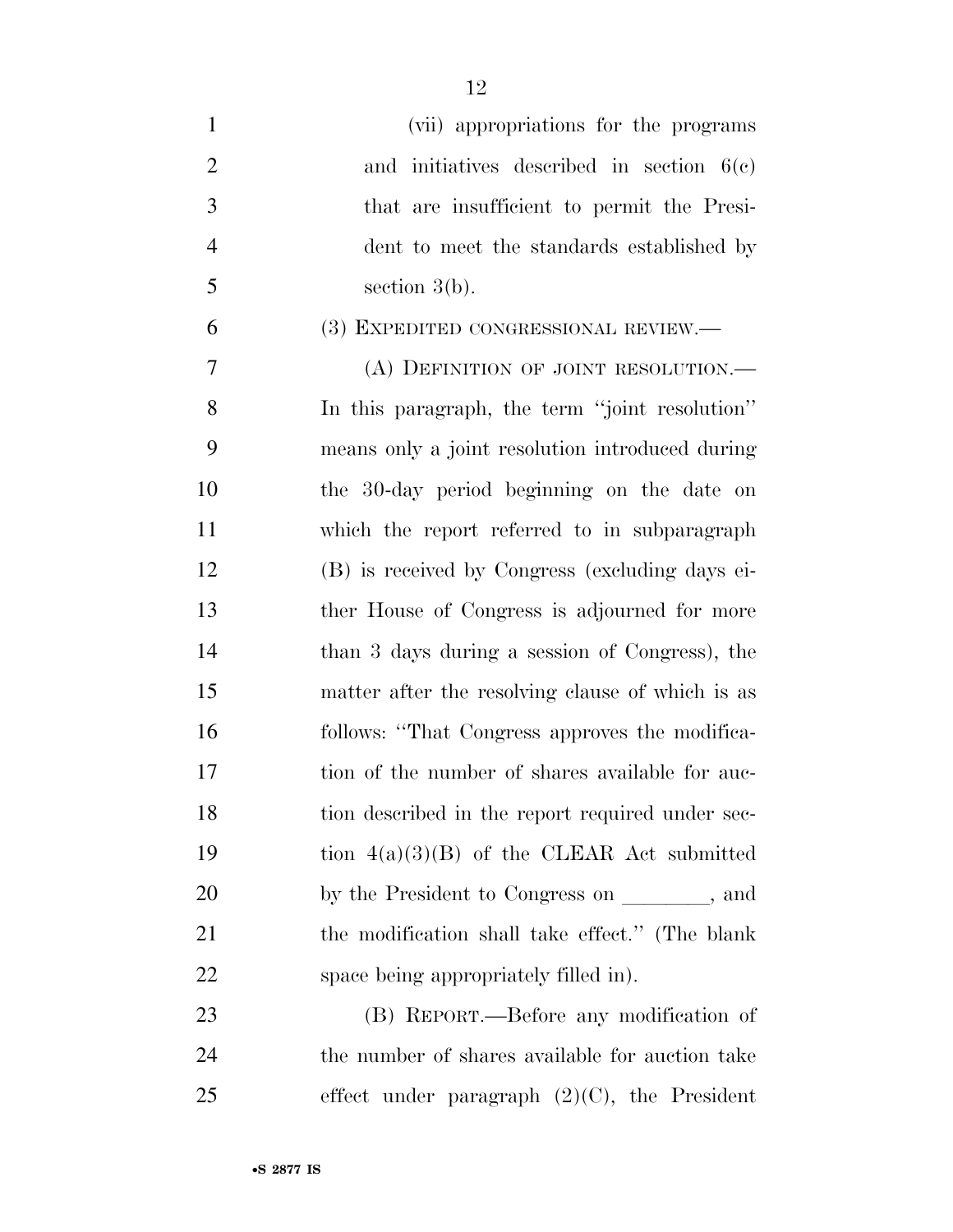(vii) appropriations for the programs and initiatives described in section 6(c) that are insufficient to permit the President to meet the standards established by section 3(b).

(3) EXPEDITED CONGRESSIONAL REVIEW.—

(A) DEFINITION OF JOINT RESOLUTION.—In this paragraph, the term "joint resolution" means only a joint resolution introduced during the 30-day period beginning on the date on which the report referred to in subparagraph (B) is received by Congress (excluding days either House of Congress is adjourned for more than 3 days during a session of Congress), the matter after the resolving clause of which is as follows: "That Congress approves the modification of the number of shares available for auction described in the report required under section 4(a)(3)(B) of the CLEAR Act submitted by the President to Congress on \_\_\_\_\_\_\_\_, and the modification shall take effect." (The blank space being appropriately filled in).

(B) REPORT.—Before any modification of the number of shares available for auction take effect under paragraph (2)(C), the President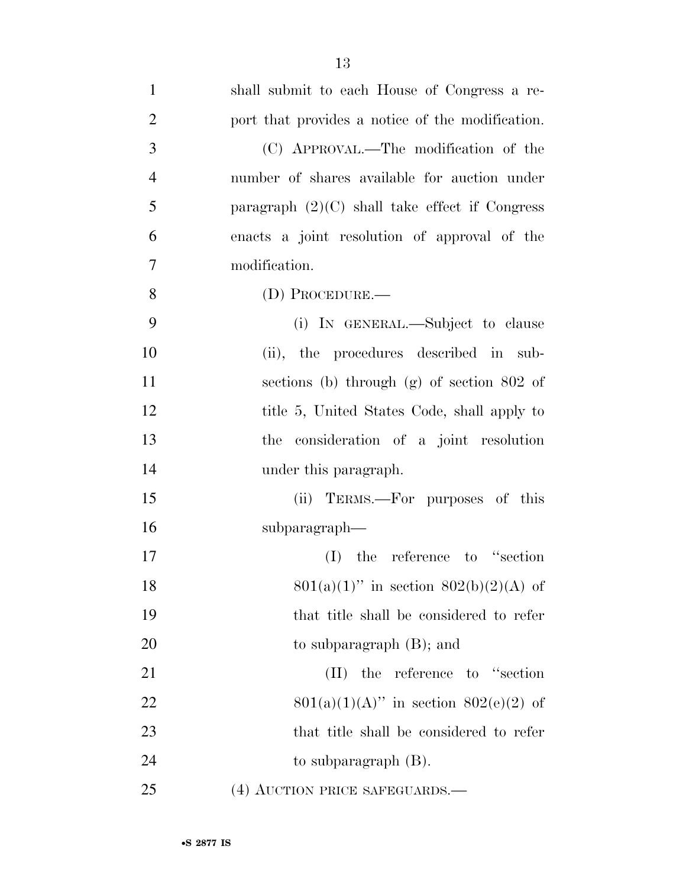shall submit to each House of Congress a report that provides a notice of the modification.

(C) APPROVAL.—The modification of the number of shares available for auction under paragraph (2)(C) shall take effect if Congress enacts a joint resolution of approval of the modification.

(D) PROCEDURE.—

(i) IN GENERAL.—Subject to clause (ii), the procedures described in subsections (b) through (g) of section 802 of title 5, United States Code, shall apply to the consideration of a joint resolution under this paragraph.

(ii) TERMS.—For purposes of this subparagraph—

(I) the reference to "section 801(a)(1)" in section 802(b)(2)(A) of that title shall be considered to refer to subparagraph (B); and

(II) the reference to "section 801(a)(1)(A)" in section 802(e)(2) of that title shall be considered to refer to subparagraph (B).

(4) AUCTION PRICE SAFEGUARDS.—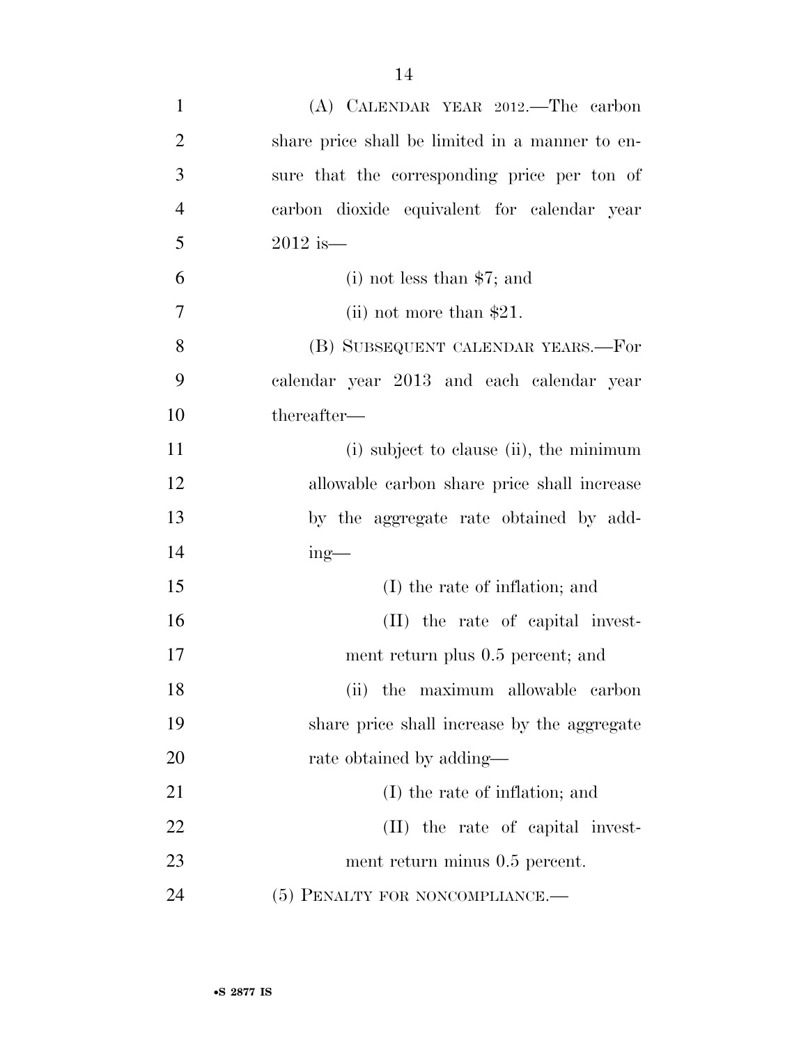(A) CALENDAR YEAR 2012.—The carbon share price shall be limited in a manner to ensure that the corresponding price per ton of carbon dioxide equivalent for calendar year 2012 is—

(i) not less than $7; and

(ii) not more than $21.

(B) SUBSEQUENT CALENDAR YEARS.—For calendar year 2013 and each calendar year thereafter—

(i) subject to clause (ii), the minimum allowable carbon share price shall increase by the aggregate rate obtained by adding—

(I) the rate of inflation; and

(II) the rate of capital investment return plus 0.5 percent; and

(ii) the maximum allowable carbon share price shall increase by the aggregate rate obtained by adding—

(I) the rate of inflation; and

(II) the rate of capital investment return minus 0.5 percent.

(5) PENALTY FOR NONCOMPLIANCE.—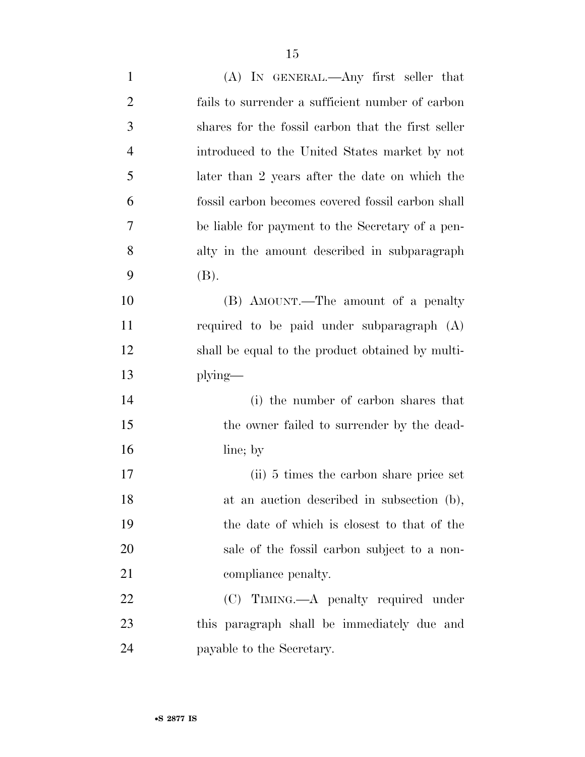(A) IN GENERAL.—Any first seller that fails to surrender a sufficient number of carbon shares for the fossil carbon that the first seller introduced to the United States market by not later than 2 years after the date on which the fossil carbon becomes covered fossil carbon shall be liable for payment to the Secretary of a penalty in the amount described in subparagraph (B).

(B) AMOUNT.—The amount of a penalty required to be paid under subparagraph (A) shall be equal to the product obtained by multiplying—

(i) the number of carbon shares that the owner failed to surrender by the deadline; by

(ii) 5 times the carbon share price set at an auction described in subsection (b), the date of which is closest to that of the sale of the fossil carbon subject to a noncompliance penalty.

(C) TIMING.—A penalty required under this paragraph shall be immediately due and payable to the Secretary.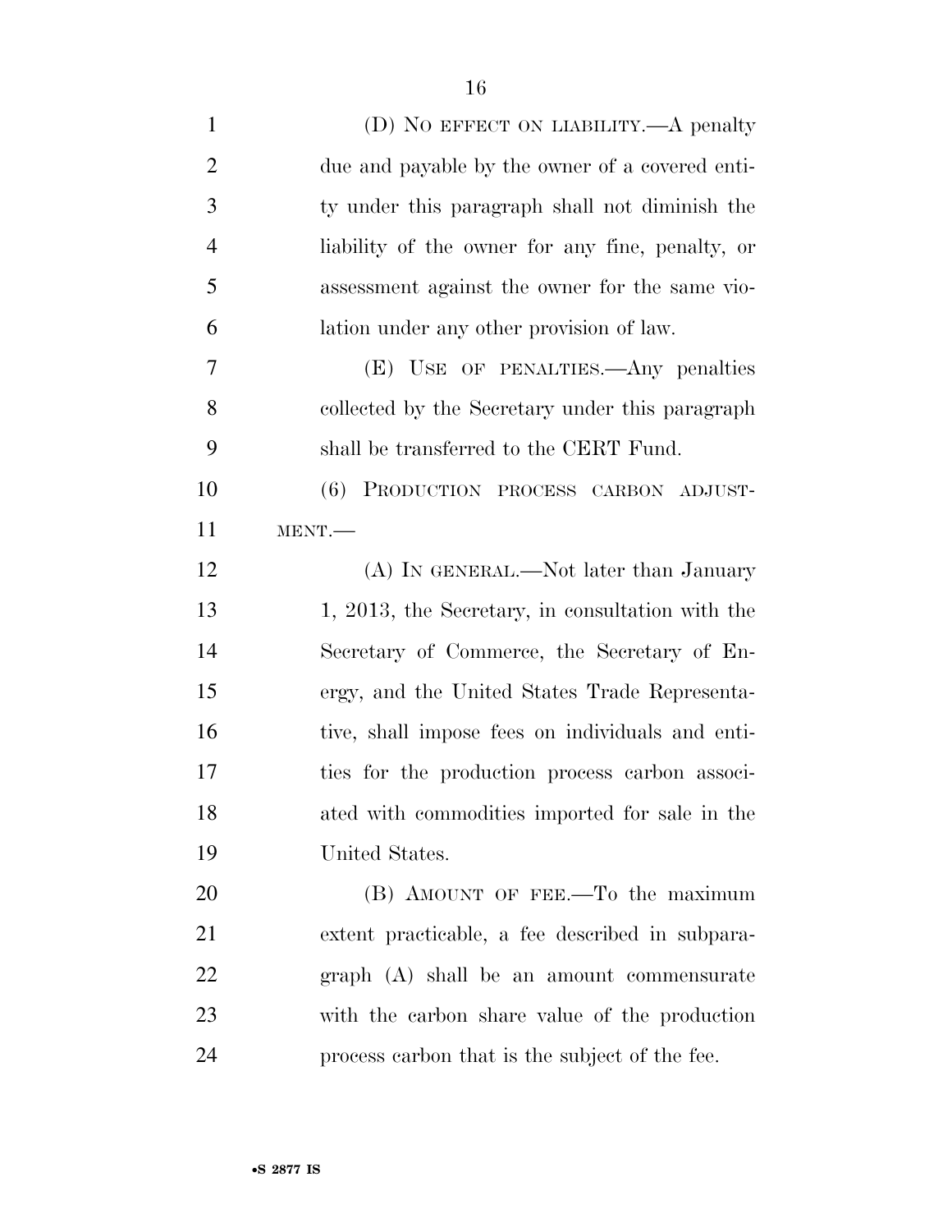(D) NO EFFECT ON LIABILITY.—A penalty due and payable by the owner of a covered entity under this paragraph shall not diminish the liability of the owner for any fine, penalty, or assessment against the owner for the same violation under any other provision of law.

(E) USE OF PENALTIES.—Any penalties collected by the Secretary under this paragraph shall be transferred to the CERT Fund.

(6) PRODUCTION PROCESS CARBON ADJUSTMENT.—

(A) IN GENERAL.—Not later than January 1, 2013, the Secretary, in consultation with the Secretary of Commerce, the Secretary of Energy, and the United States Trade Representative, shall impose fees on individuals and entities for the production process carbon associated with commodities imported for sale in the United States.

(B) AMOUNT OF FEE.—To the maximum extent practicable, a fee described in subparagraph (A) shall be an amount commensurate with the carbon share value of the production process carbon that is the subject of the fee.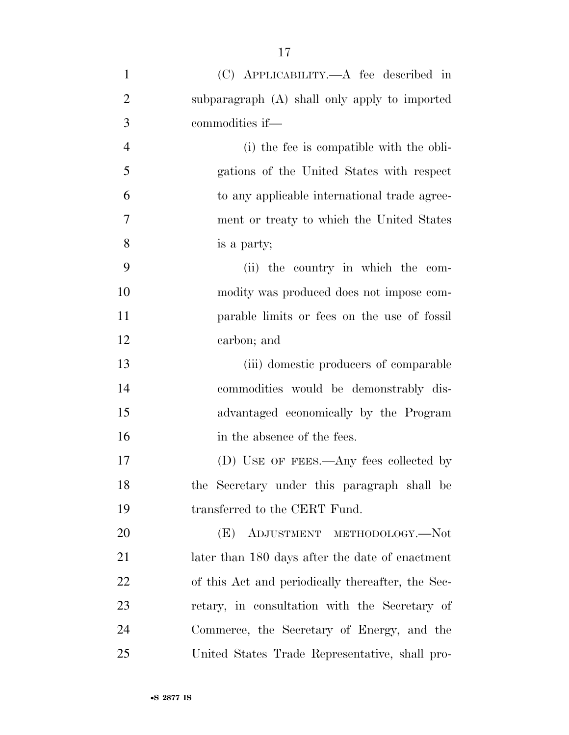(C) APPLICABILITY.—A fee described in subparagraph (A) shall only apply to imported commodities if—

(i) the fee is compatible with the obligations of the United States with respect to any applicable international trade agreement or treaty to which the United States is a party;

(ii) the country in which the commodity was produced does not impose comparable limits or fees on the use of fossil carbon; and

(iii) domestic producers of comparable commodities would be demonstrably disadvantaged economically by the Program in the absence of the fees.

(D) USE OF FEES.—Any fees collected by the Secretary under this paragraph shall be transferred to the CERT Fund.

(E) ADJUSTMENT METHODOLOGY.—Not later than 180 days after the date of enactment of this Act and periodically thereafter, the Secretary, in consultation with the Secretary of Commerce, the Secretary of Energy, and the United States Trade Representative, shall pro-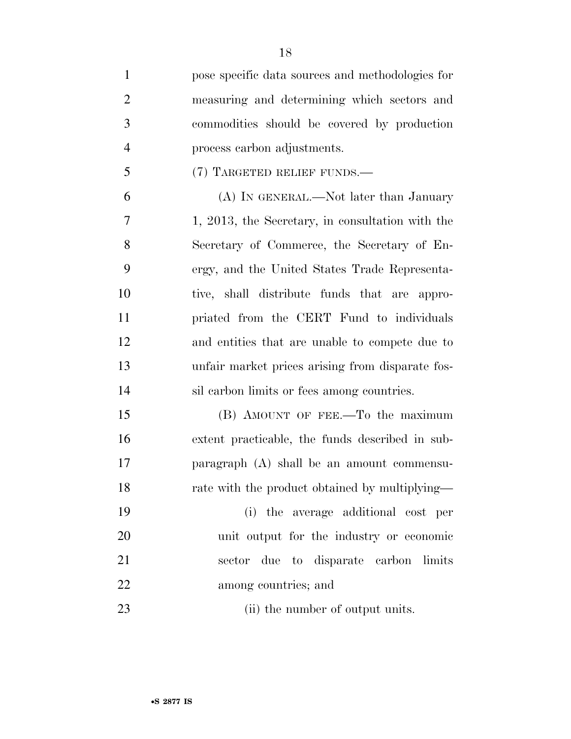pose specific data sources and methodologies for measuring and determining which sectors and commodities should be covered by production process carbon adjustments.

(7) TARGETED RELIEF FUNDS.—

(A) IN GENERAL.—Not later than January 1, 2013, the Secretary, in consultation with the Secretary of Commerce, the Secretary of Energy, and the United States Trade Representative, shall distribute funds that are appropriated from the CERT Fund to individuals and entities that are unable to compete due to unfair market prices arising from disparate fossil carbon limits or fees among countries.

(B) AMOUNT OF FEE.—To the maximum extent practicable, the funds described in subparagraph (A) shall be an amount commensurate with the product obtained by multiplying—

(i) the average additional cost per unit output for the industry or economic sector due to disparate carbon limits among countries; and

(ii) the number of output units.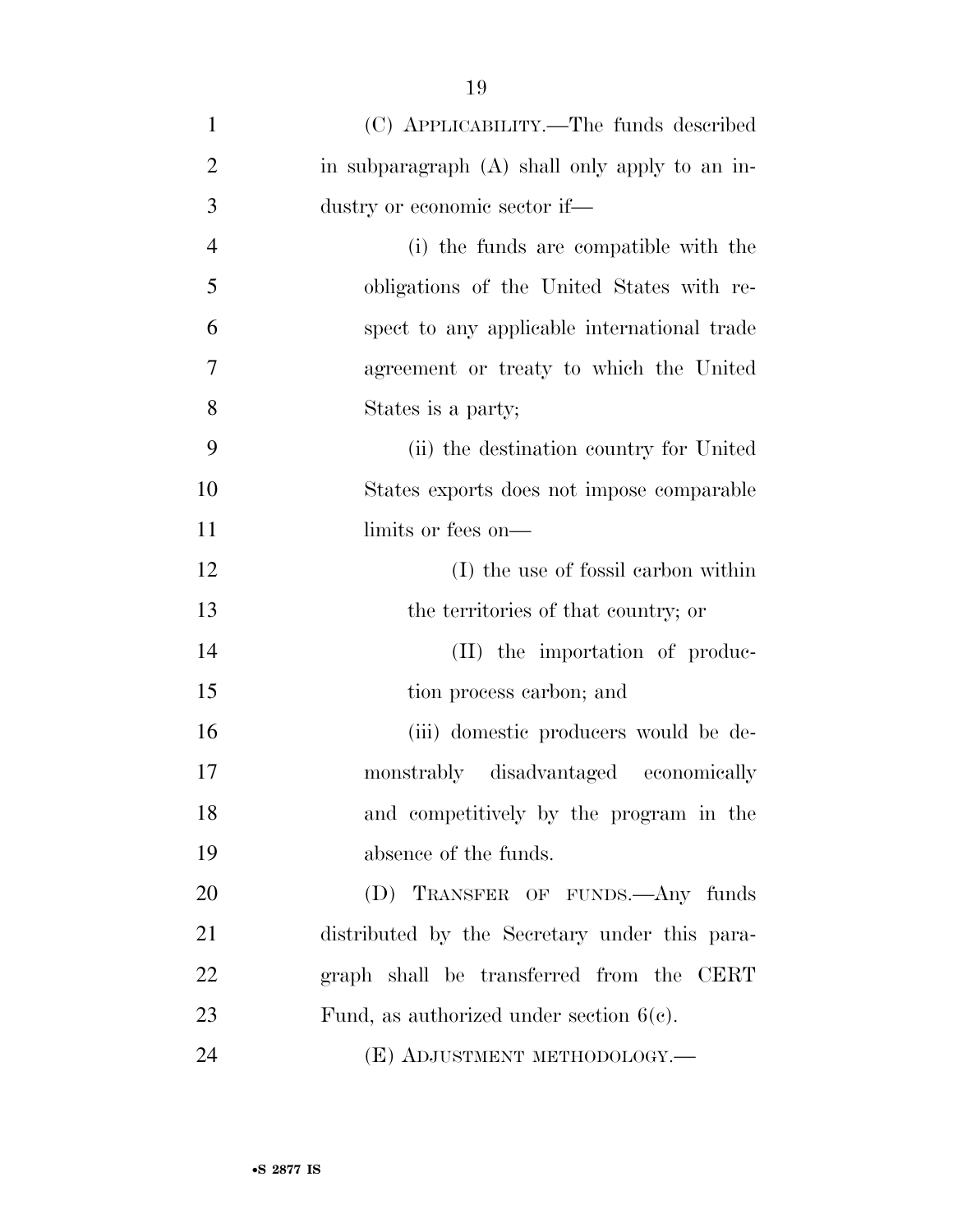(C) APPLICABILITY.—The funds described in subparagraph (A) shall only apply to an industry or economic sector if—

(i) the funds are compatible with the obligations of the United States with respect to any applicable international trade agreement or treaty to which the United States is a party;

(ii) the destination country for United States exports does not impose comparable limits or fees on—

(I) the use of fossil carbon within the territories of that country; or

(II) the importation of production process carbon; and

(iii) domestic producers would be demonstrably disadvantaged economically and competitively by the program in the absence of the funds.

(D) TRANSFER OF FUNDS.—Any funds distributed by the Secretary under this paragraph shall be transferred from the CERT Fund, as authorized under section 6(c).

(E) ADJUSTMENT METHODOLOGY.—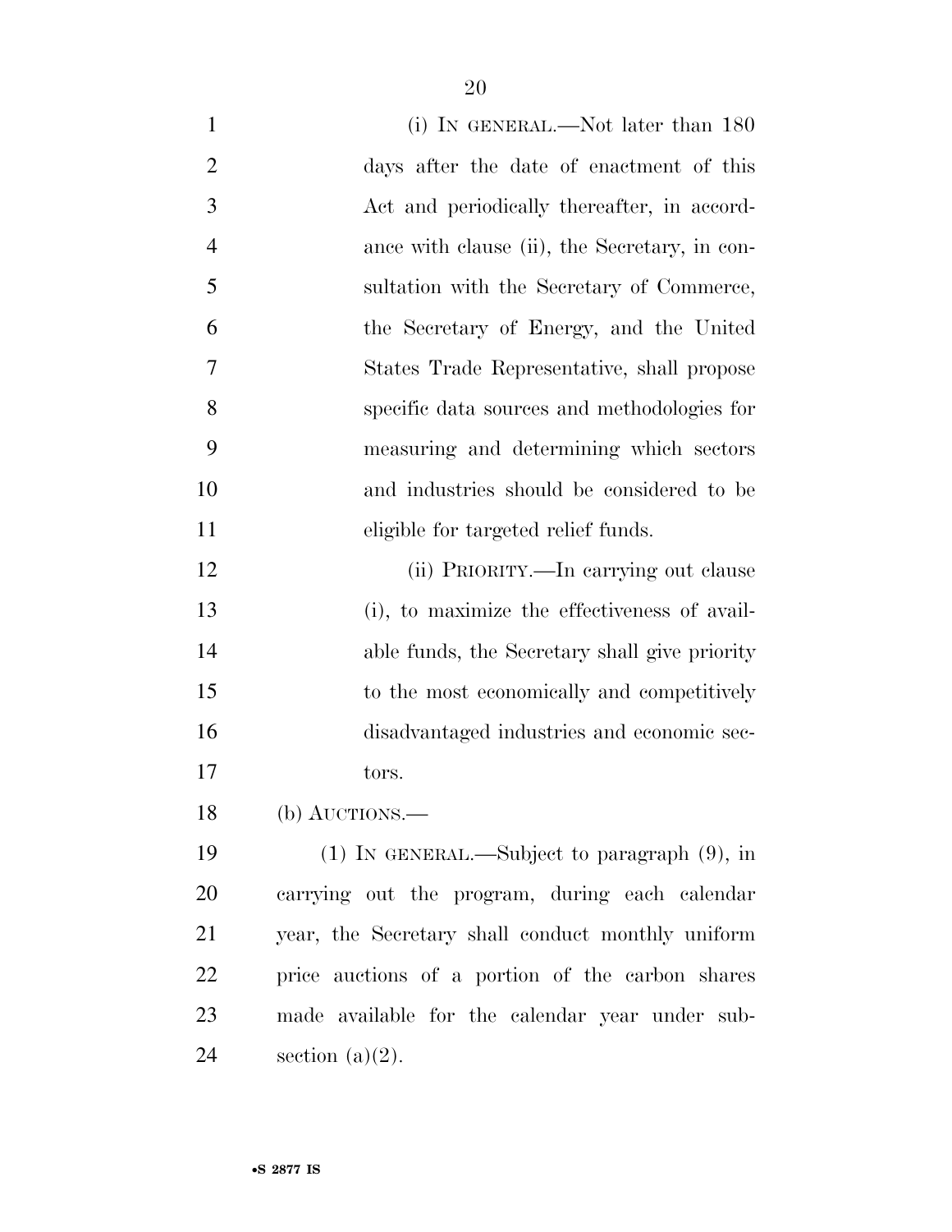(i) IN GENERAL.—Not later than 180 days after the date of enactment of this Act and periodically thereafter, in accordance with clause (ii), the Secretary, in consultation with the Secretary of Commerce, the Secretary of Energy, and the United States Trade Representative, shall propose specific data sources and methodologies for measuring and determining which sectors and industries should be considered to be eligible for targeted relief funds.

(ii) PRIORITY.—In carrying out clause (i), to maximize the effectiveness of available funds, the Secretary shall give priority to the most economically and competitively disadvantaged industries and economic sectors.

(b) AUCTIONS.—

(1) IN GENERAL.—Subject to paragraph (9), in carrying out the program, during each calendar year, the Secretary shall conduct monthly uniform price auctions of a portion of the carbon shares made available for the calendar year under subsection (a)(2).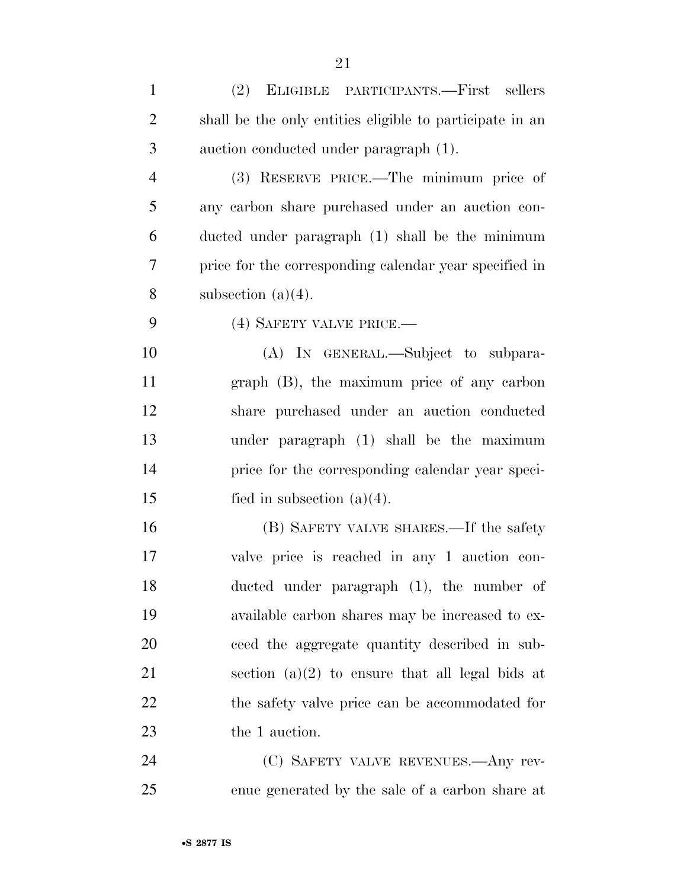(2) ELIGIBLE PARTICIPANTS.—First sellers shall be the only entities eligible to participate in an auction conducted under paragraph (1).

(3) RESERVE PRICE.—The minimum price of any carbon share purchased under an auction conducted under paragraph (1) shall be the minimum price for the corresponding calendar year specified in subsection (a)(4).

(4) SAFETY VALVE PRICE.—

(A) IN GENERAL.—Subject to subparagraph (B), the maximum price of any carbon share purchased under an auction conducted under paragraph (1) shall be the maximum price for the corresponding calendar year specified in subsection (a)(4).

(B) SAFETY VALVE SHARES.—If the safety valve price is reached in any 1 auction conducted under paragraph (1), the number of available carbon shares may be increased to exceed the aggregate quantity described in subsection (a)(2) to ensure that all legal bids at the safety valve price can be accommodated for the 1 auction.

(C) SAFETY VALVE REVENUES.—Any revenue generated by the sale of a carbon share at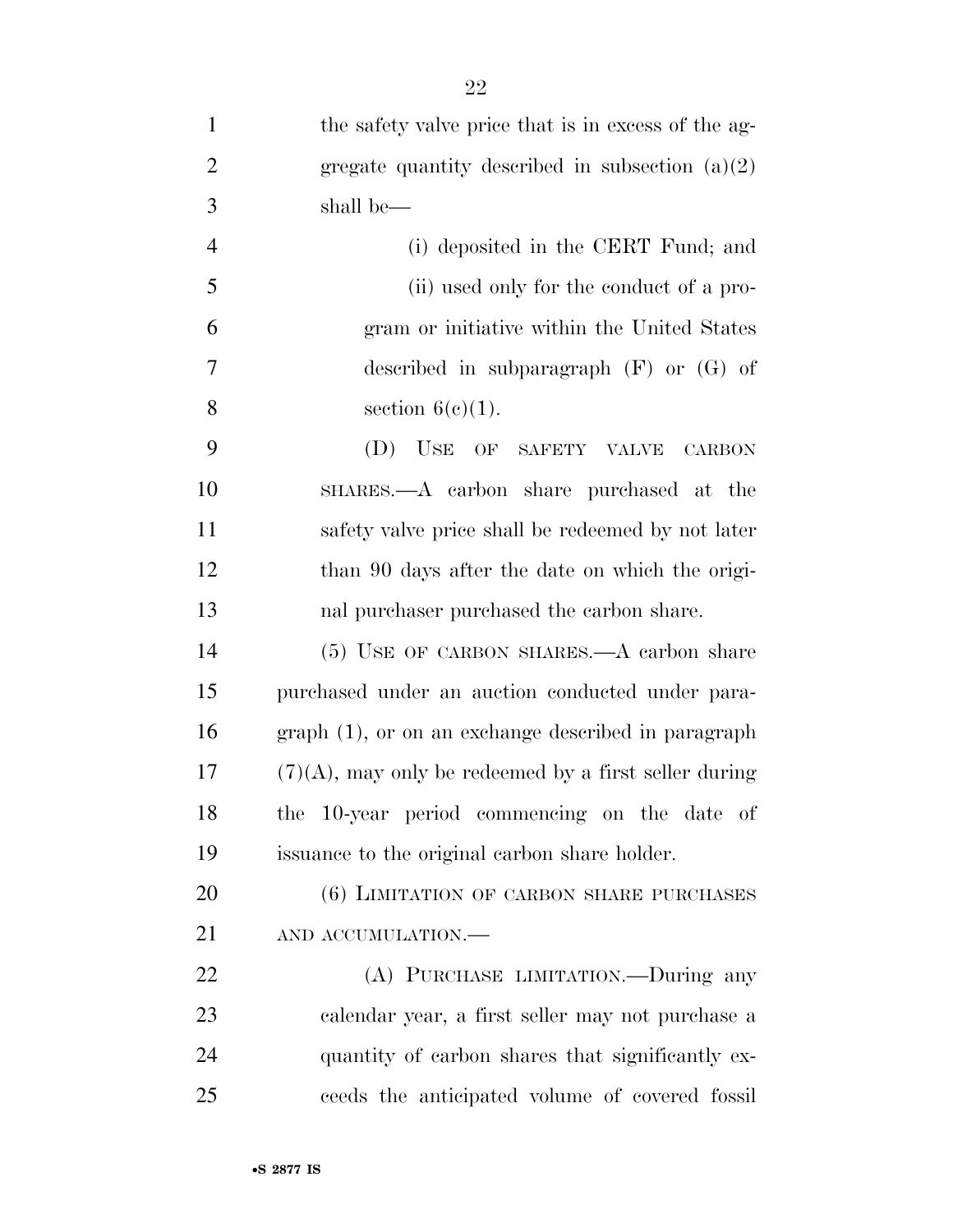the safety valve price that is in excess of the aggregate quantity described in subsection (a)(2) shall be—

(i) deposited in the CERT Fund; and

(ii) used only for the conduct of a program or initiative within the United States described in subparagraph (F) or (G) of section 6(c)(1).

(D) USE OF SAFETY VALVE CARBON SHARES.—A carbon share purchased at the safety valve price shall be redeemed by not later than 90 days after the date on which the original purchaser purchased the carbon share.

(5) USE OF CARBON SHARES.—A carbon share purchased under an auction conducted under paragraph (1), or on an exchange described in paragraph (7)(A), may only be redeemed by a first seller during the 10-year period commencing on the date of issuance to the original carbon share holder.

(6) LIMITATION OF CARBON SHARE PURCHASES AND ACCUMULATION.—

(A) PURCHASE LIMITATION.—During any calendar year, a first seller may not purchase a quantity of carbon shares that significantly exceeds the anticipated volume of covered fossil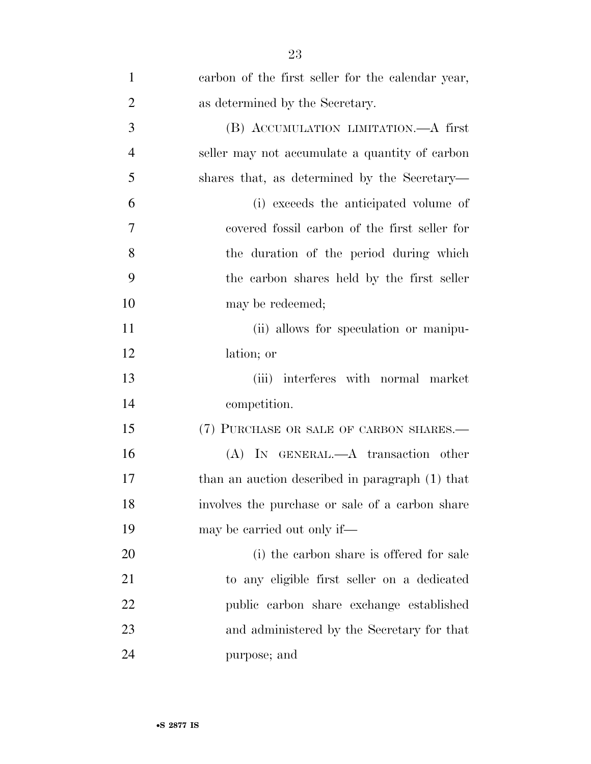carbon of the first seller for the calendar year, as determined by the Secretary.

(B) ACCUMULATION LIMITATION.—A first seller may not accumulate a quantity of carbon shares that, as determined by the Secretary—

(i) exceeds the anticipated volume of covered fossil carbon of the first seller for the duration of the period during which the carbon shares held by the first seller may be redeemed;

(ii) allows for speculation or manipulation; or

(iii) interferes with normal market competition.

(7) PURCHASE OR SALE OF CARBON SHARES.—

(A) IN GENERAL.—A transaction other than an auction described in paragraph (1) that involves the purchase or sale of a carbon share may be carried out only if—

(i) the carbon share is offered for sale to any eligible first seller on a dedicated public carbon share exchange established and administered by the Secretary for that purpose; and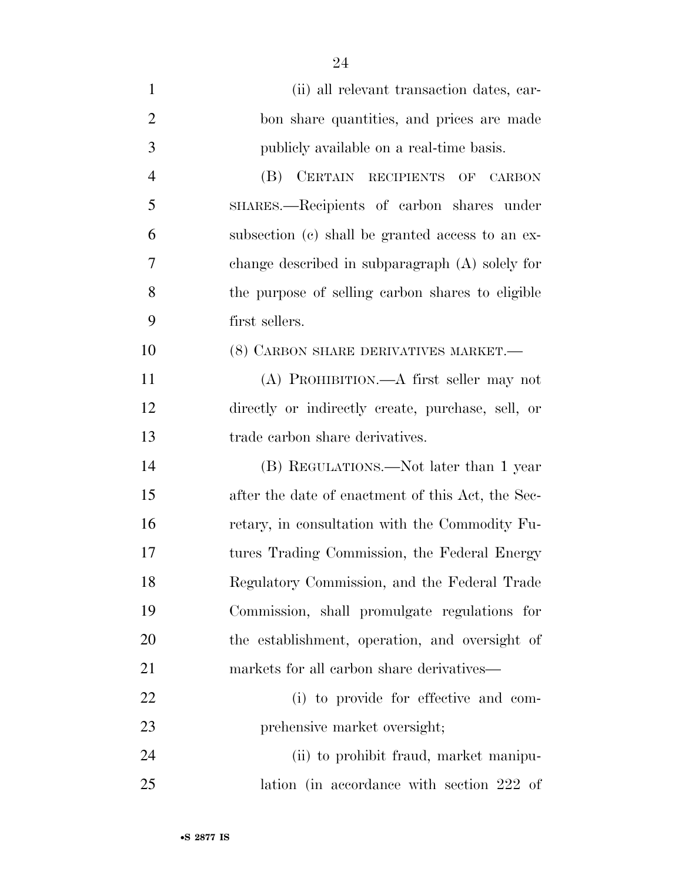(ii) all relevant transaction dates, carbon share quantities, and prices are made publicly available on a real-time basis.

(B) CERTAIN RECIPIENTS OF CARBON SHARES.—Recipients of carbon shares under subsection (c) shall be granted access to an exchange described in subparagraph (A) solely for the purpose of selling carbon shares to eligible first sellers.

(8) CARBON SHARE DERIVATIVES MARKET.—

(A) PROHIBITION.—A first seller may not directly or indirectly create, purchase, sell, or trade carbon share derivatives.

(B) REGULATIONS.—Not later than 1 year after the date of enactment of this Act, the Secretary, in consultation with the Commodity Futures Trading Commission, the Federal Energy Regulatory Commission, and the Federal Trade Commission, shall promulgate regulations for the establishment, operation, and oversight of markets for all carbon share derivatives—

(i) to provide for effective and comprehensive market oversight;

(ii) to prohibit fraud, market manipulation (in accordance with section 222 of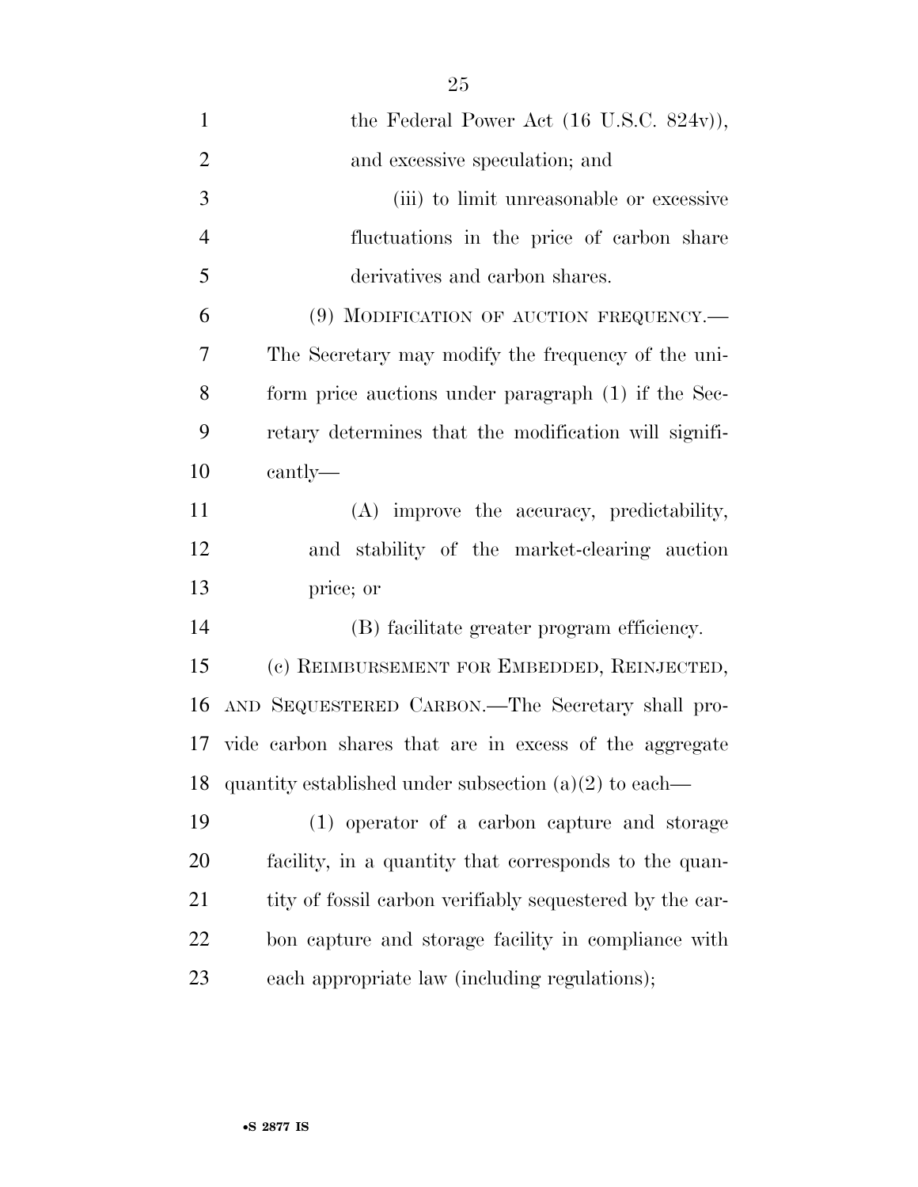the Federal Power Act (16 U.S.C. 824v)), and excessive speculation; and

(iii) to limit unreasonable or excessive fluctuations in the price of carbon share derivatives and carbon shares.

(9) MODIFICATION OF AUCTION FREQUENCY.—The Secretary may modify the frequency of the uniform price auctions under paragraph (1) if the Secretary determines that the modification will significantly—

(A) improve the accuracy, predictability, and stability of the market-clearing auction price; or

(B) facilitate greater program efficiency.

(c) REIMBURSEMENT FOR EMBEDDED, REINJECTED, AND SEQUESTERED CARBON.—The Secretary shall provide carbon shares that are in excess of the aggregate quantity established under subsection (a)(2) to each—

(1) operator of a carbon capture and storage facility, in a quantity that corresponds to the quantity of fossil carbon verifiably sequestered by the carbon capture and storage facility in compliance with each appropriate law (including regulations);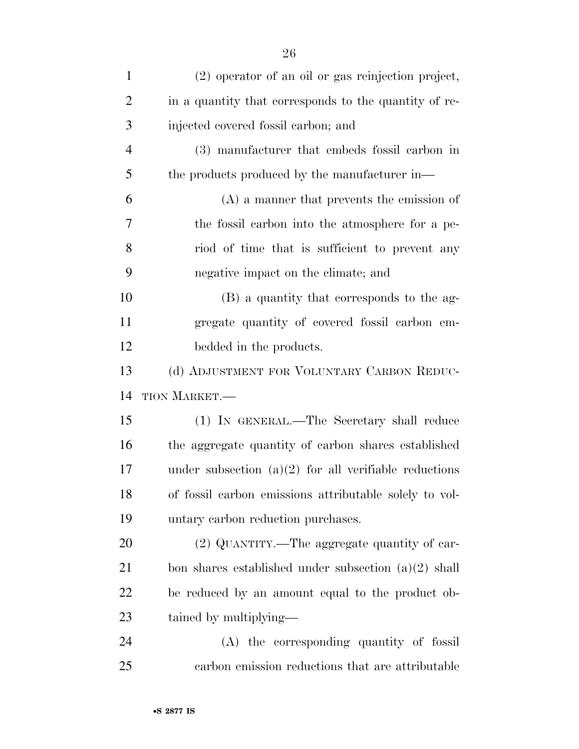(2) operator of an oil or gas reinjection project, in a quantity that corresponds to the quantity of reinjected covered fossil carbon; and

(3) manufacturer that embeds fossil carbon in the products produced by the manufacturer in—

(A) a manner that prevents the emission of the fossil carbon into the atmosphere for a period of time that is sufficient to prevent any negative impact on the climate; and

(B) a quantity that corresponds to the aggregate quantity of covered fossil carbon embedded in the products.

(d) ADJUSTMENT FOR VOLUNTARY CARBON REDUCTION MARKET.—

(1) IN GENERAL.—The Secretary shall reduce the aggregate quantity of carbon shares established under subsection (a)(2) for all verifiable reductions of fossil carbon emissions attributable solely to voluntary carbon reduction purchases.

(2) QUANTITY.—The aggregate quantity of carbon shares established under subsection (a)(2) shall be reduced by an amount equal to the product obtained by multiplying—

(A) the corresponding quantity of fossil carbon emission reductions that are attributable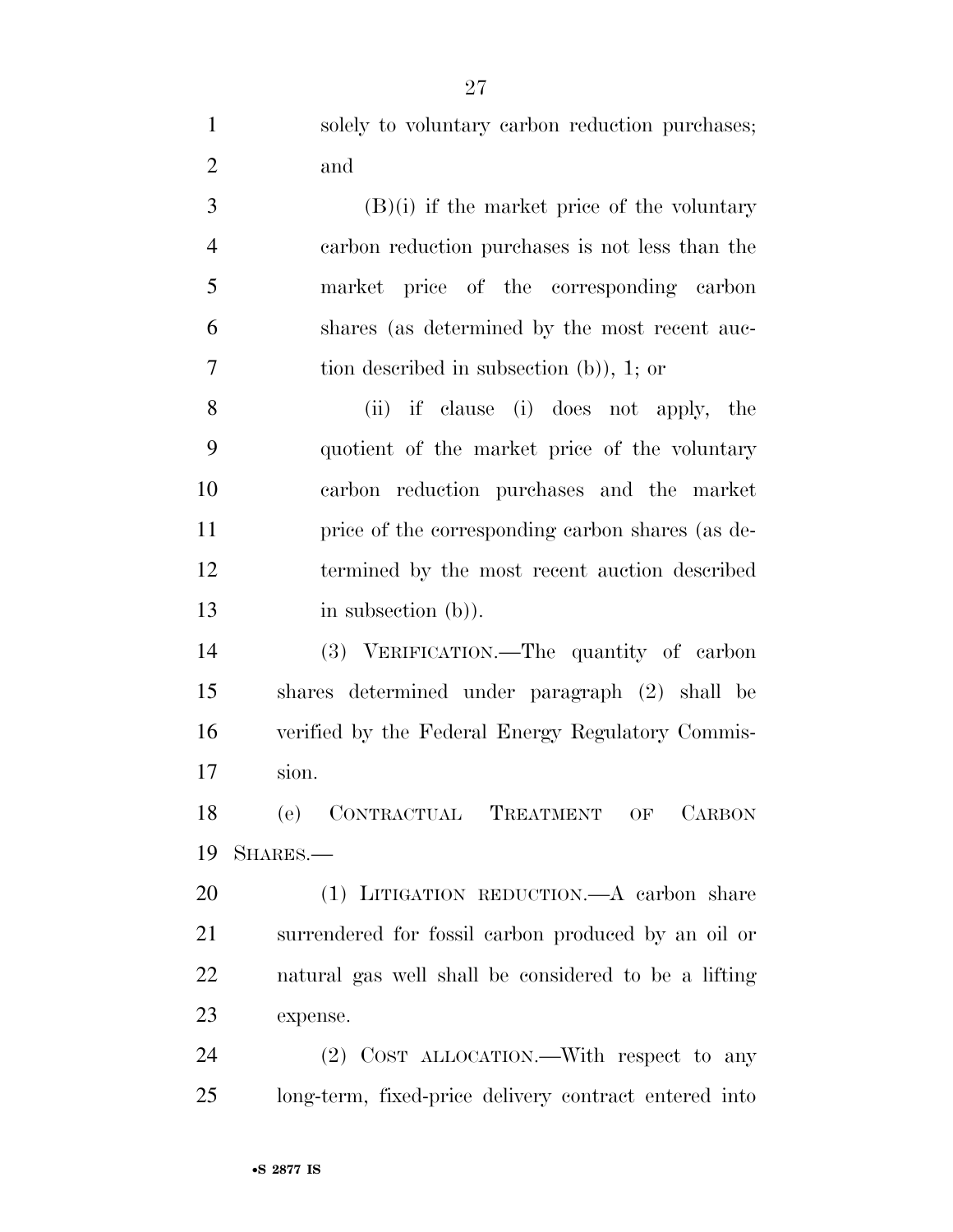solely to voluntary carbon reduction purchases; and

(B)(i) if the market price of the voluntary carbon reduction purchases is not less than the market price of the corresponding carbon shares (as determined by the most recent auction described in subsection (b)), 1; or

(ii) if clause (i) does not apply, the quotient of the market price of the voluntary carbon reduction purchases and the market price of the corresponding carbon shares (as determined by the most recent auction described in subsection (b)).

(3) VERIFICATION.—The quantity of carbon shares determined under paragraph (2) shall be verified by the Federal Energy Regulatory Commission.

(e) CONTRACTUAL TREATMENT OF CARBON SHARES.—

(1) LITIGATION REDUCTION.—A carbon share surrendered for fossil carbon produced by an oil or natural gas well shall be considered to be a lifting expense.

(2) COST ALLOCATION.—With respect to any long-term, fixed-price delivery contract entered into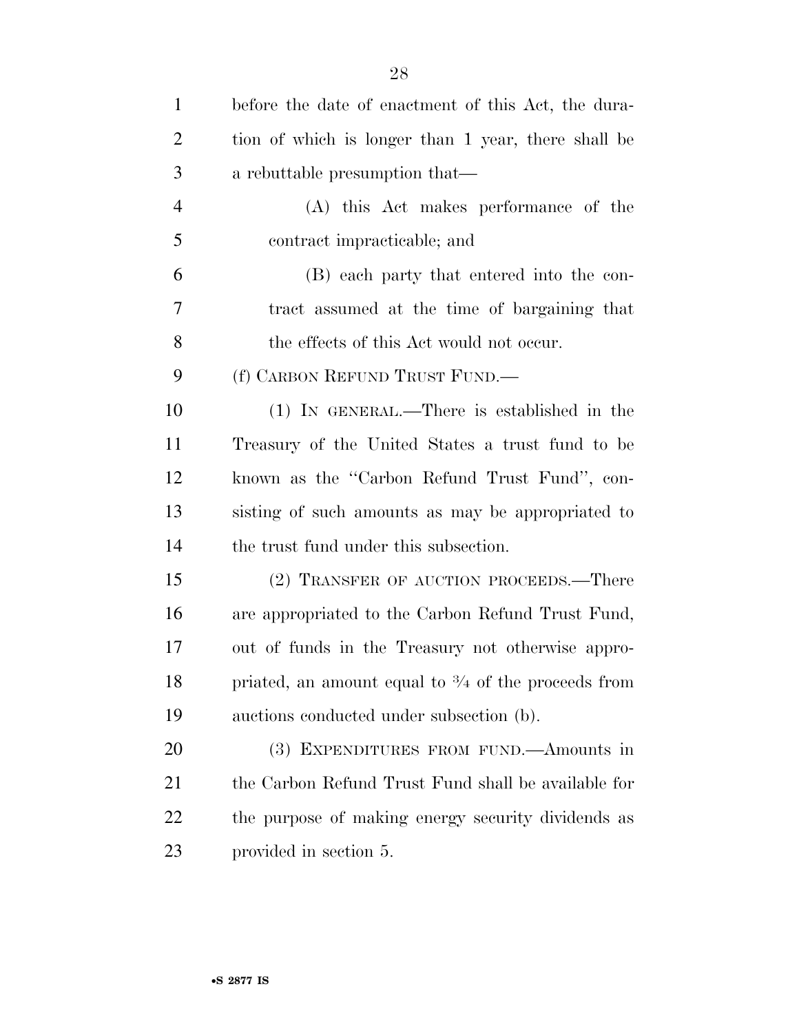before the date of enactment of this Act, the duration of which is longer than 1 year, there shall be a rebuttable presumption that—

(A) this Act makes performance of the contract impracticable; and

(B) each party that entered into the contract assumed at the time of bargaining that the effects of this Act would not occur.

(f) CARBON REFUND TRUST FUND.—

(1) IN GENERAL.—There is established in the Treasury of the United States a trust fund to be known as the "Carbon Refund Trust Fund", consisting of such amounts as may be appropriated to the trust fund under this subsection.

(2) TRANSFER OF AUCTION PROCEEDS.—There are appropriated to the Carbon Refund Trust Fund, out of funds in the Treasury not otherwise appropriated, an amount equal to ¾ of the proceeds from auctions conducted under subsection (b).

(3) EXPENDITURES FROM FUND.—Amounts in the Carbon Refund Trust Fund shall be available for the purpose of making energy security dividends as provided in section 5.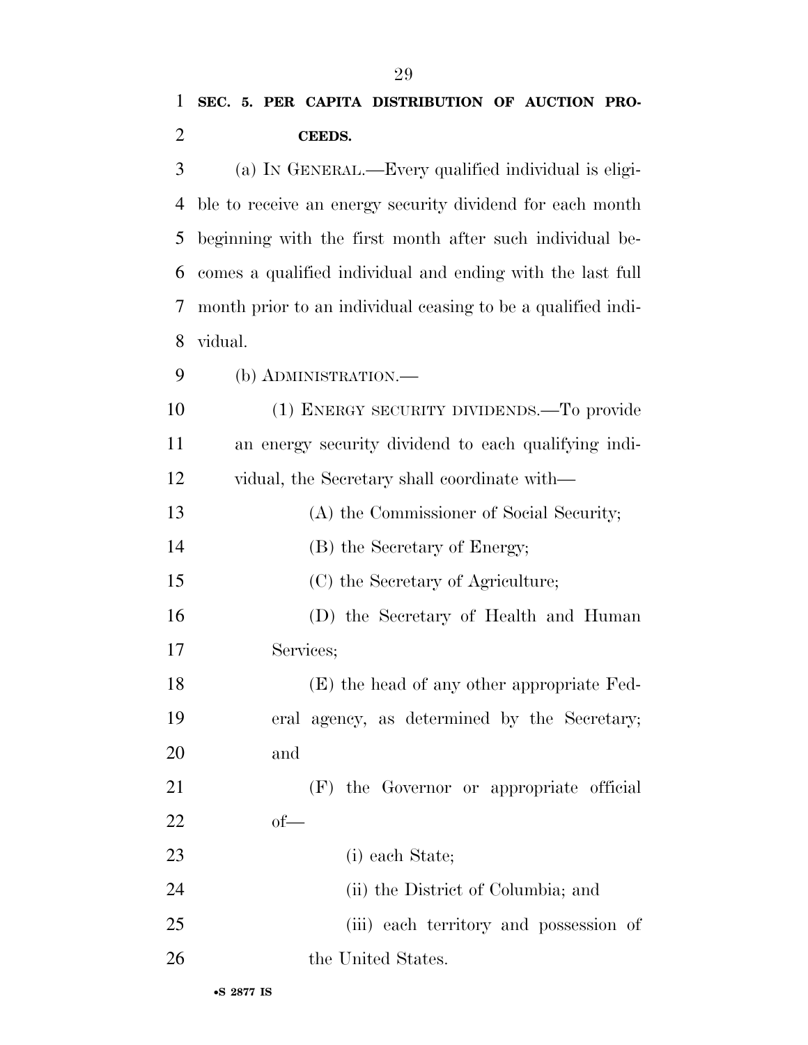**SEC. 5. PER CAPITA DISTRIBUTION OF AUCTION PROCEEDS.**

(a) IN GENERAL.—Every qualified individual is eligible to receive an energy security dividend for each month beginning with the first month after such individual becomes a qualified individual and ending with the last full month prior to an individual ceasing to be a qualified individual.

(b) ADMINISTRATION.—

(1) ENERGY SECURITY DIVIDENDS.—To provide an energy security dividend to each qualifying individual, the Secretary shall coordinate with—

(A) the Commissioner of Social Security;

(B) the Secretary of Energy;

(C) the Secretary of Agriculture;

(D) the Secretary of Health and Human Services;

(E) the head of any other appropriate Federal agency, as determined by the Secretary; and

(F) the Governor or appropriate official of—

(i) each State;

(ii) the District of Columbia; and

(iii) each territory and possession of the United States.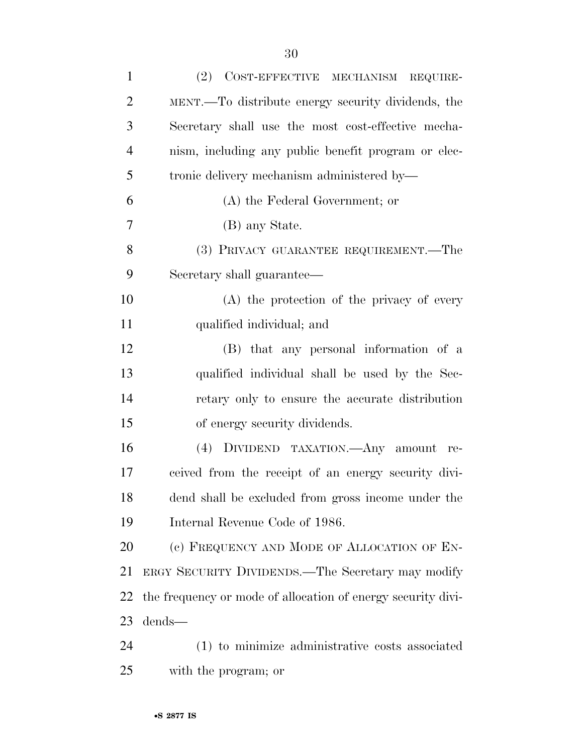(2) COST-EFFECTIVE MECHANISM REQUIREMENT.—To distribute energy security dividends, the Secretary shall use the most cost-effective mechanism, including any public benefit program or electronic delivery mechanism administered by—

(A) the Federal Government; or

(B) any State.

(3) PRIVACY GUARANTEE REQUIREMENT.—The Secretary shall guarantee—

(A) the protection of the privacy of every qualified individual; and

(B) that any personal information of a qualified individual shall be used by the Secretary only to ensure the accurate distribution of energy security dividends.

(4) DIVIDEND TAXATION.—Any amount received from the receipt of an energy security dividend shall be excluded from gross income under the Internal Revenue Code of 1986.

(c) FREQUENCY AND MODE OF ALLOCATION OF ENERGY SECURITY DIVIDENDS.—The Secretary may modify the frequency or mode of allocation of energy security dividends—

(1) to minimize administrative costs associated with the program; or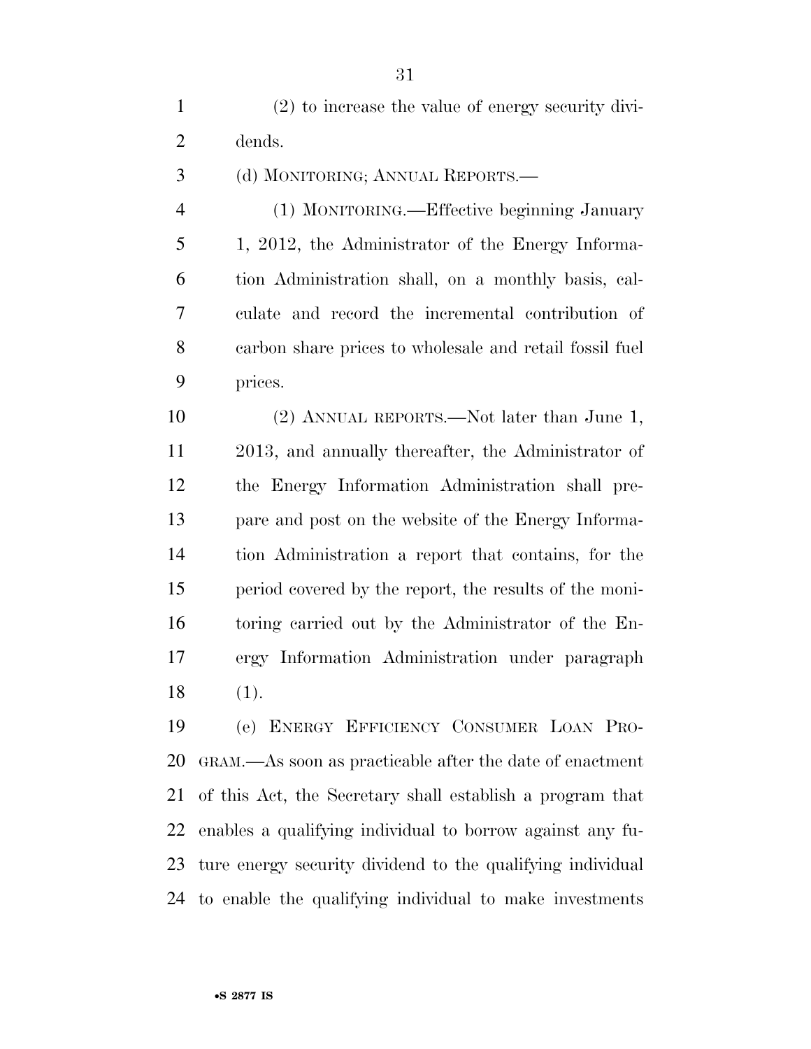(2) to increase the value of energy security dividends.

(d) MONITORING; ANNUAL REPORTS.—

(1) MONITORING.—Effective beginning January 1, 2012, the Administrator of the Energy Information Administration shall, on a monthly basis, calculate and record the incremental contribution of carbon share prices to wholesale and retail fossil fuel prices.

(2) ANNUAL REPORTS.—Not later than June 1, 2013, and annually thereafter, the Administrator of the Energy Information Administration shall prepare and post on the website of the Energy Information Administration a report that contains, for the period covered by the report, the results of the monitoring carried out by the Administrator of the Energy Information Administration under paragraph (1).

(e) ENERGY EFFICIENCY CONSUMER LOAN PROGRAM.—As soon as practicable after the date of enactment of this Act, the Secretary shall establish a program that enables a qualifying individual to borrow against any future energy security dividend to the qualifying individual to enable the qualifying individual to make investments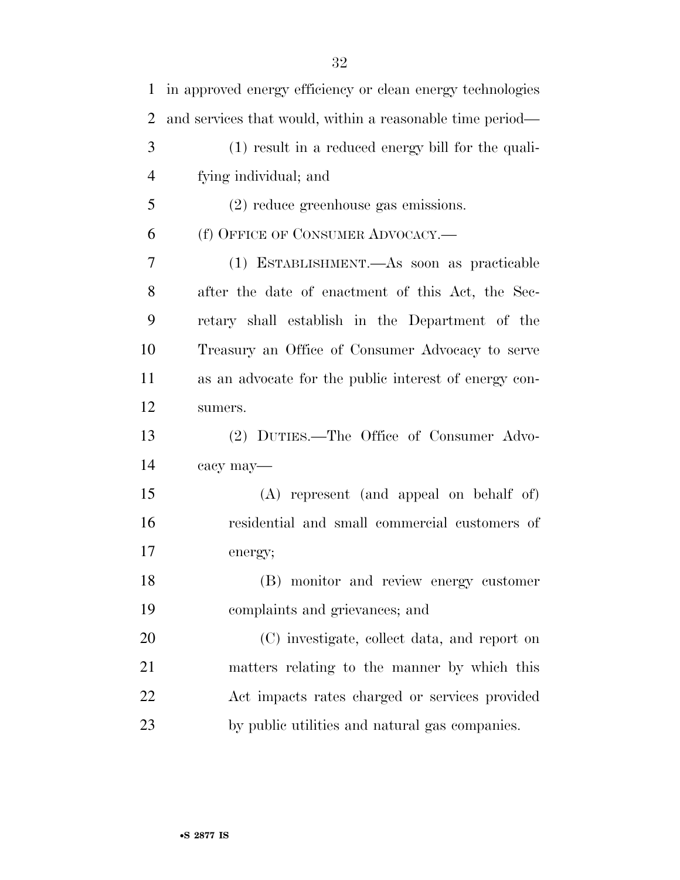in approved energy efficiency or clean energy technologies and services that would, within a reasonable time period—

(1) result in a reduced energy bill for the qualifying individual; and

(2) reduce greenhouse gas emissions.

(f) OFFICE OF CONSUMER ADVOCACY.—

(1) ESTABLISHMENT.—As soon as practicable after the date of enactment of this Act, the Secretary shall establish in the Department of the Treasury an Office of Consumer Advocacy to serve as an advocate for the public interest of energy consumers.

(2) DUTIES.—The Office of Consumer Advocacy may—

(A) represent (and appeal on behalf of) residential and small commercial customers of energy;

(B) monitor and review energy customer complaints and grievances; and

(C) investigate, collect data, and report on matters relating to the manner by which this Act impacts rates charged or services provided by public utilities and natural gas companies.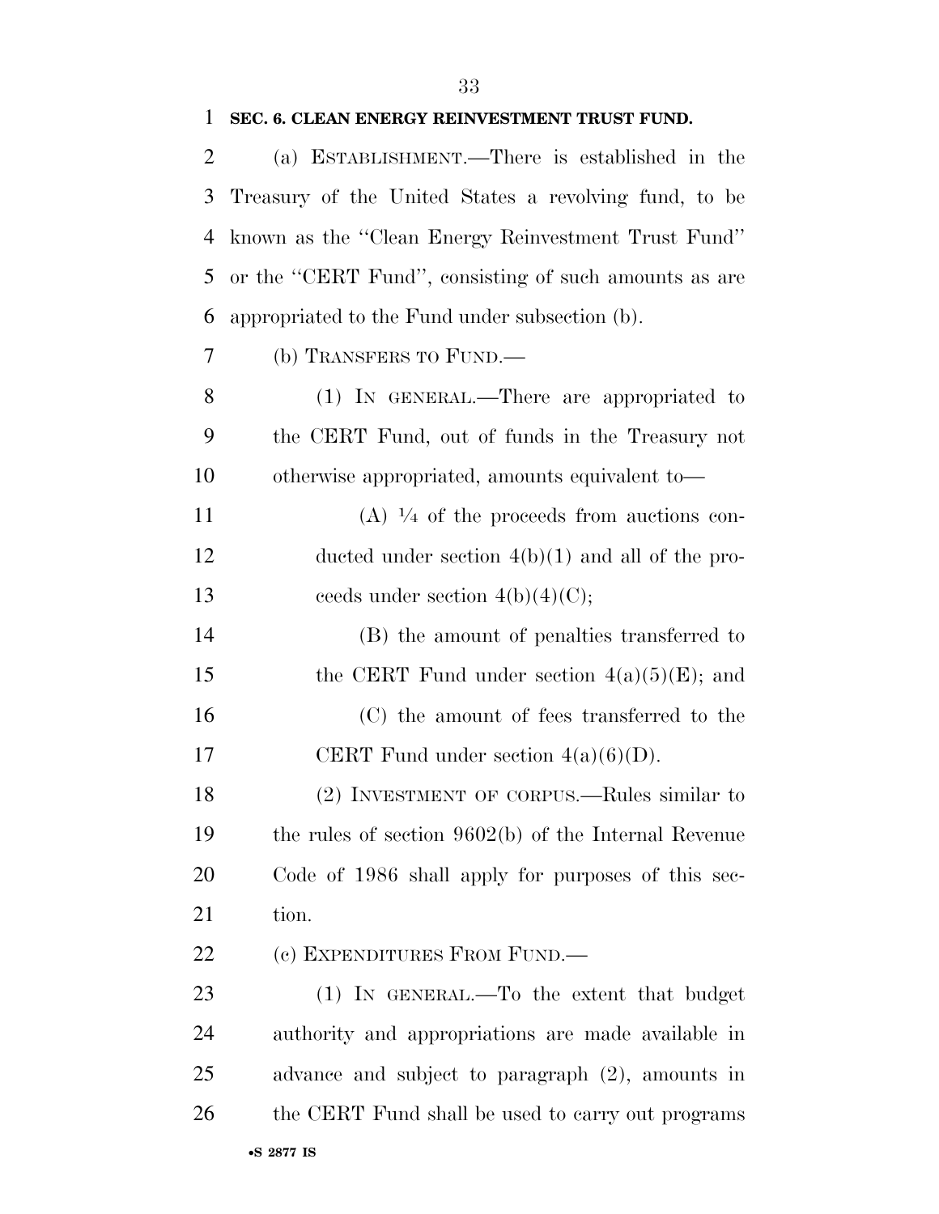**SEC. 6. CLEAN ENERGY REINVESTMENT TRUST FUND.**

(a) ESTABLISHMENT.—There is established in the Treasury of the United States a revolving fund, to be known as the ''Clean Energy Reinvestment Trust Fund'' or the ''CERT Fund'', consisting of such amounts as are appropriated to the Fund under subsection (b).

(b) TRANSFERS TO FUND.—

(1) IN GENERAL.—There are appropriated to the CERT Fund, out of funds in the Treasury not otherwise appropriated, amounts equivalent to—

(A) ¼ of the proceeds from auctions conducted under section 4(b)(1) and all of the proceeds under section 4(b)(4)(C);

(B) the amount of penalties transferred to the CERT Fund under section 4(a)(5)(E); and

(C) the amount of fees transferred to the CERT Fund under section 4(a)(6)(D).

(2) INVESTMENT OF CORPUS.—Rules similar to the rules of section 9602(b) of the Internal Revenue Code of 1986 shall apply for purposes of this section.

(c) EXPENDITURES FROM FUND.—

(1) IN GENERAL.—To the extent that budget authority and appropriations are made available in advance and subject to paragraph (2), amounts in the CERT Fund shall be used to carry out programs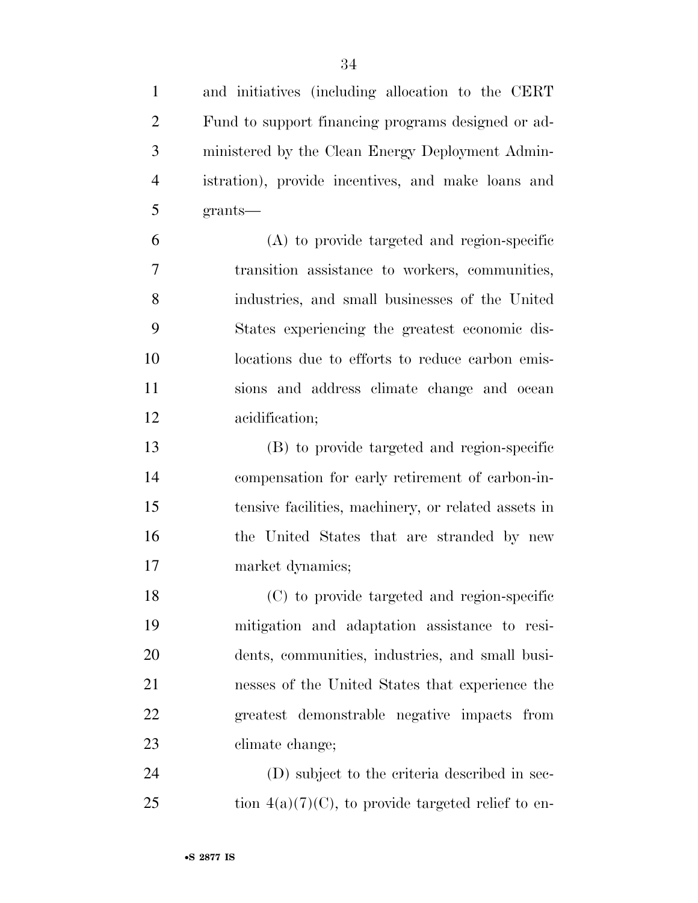and initiatives (including allocation to the CERT Fund to support financing programs designed or administered by the Clean Energy Deployment Administration), provide incentives, and make loans and grants—

(A) to provide targeted and region-specific transition assistance to workers, communities, industries, and small businesses of the United States experiencing the greatest economic dislocations due to efforts to reduce carbon emissions and address climate change and ocean acidification;

(B) to provide targeted and region-specific compensation for early retirement of carbon-intensive facilities, machinery, or related assets in the United States that are stranded by new market dynamics;

(C) to provide targeted and region-specific mitigation and adaptation assistance to residents, communities, industries, and small businesses of the United States that experience the greatest demonstrable negative impacts from climate change;

(D) subject to the criteria described in section 4(a)(7)(C), to provide targeted relief to en-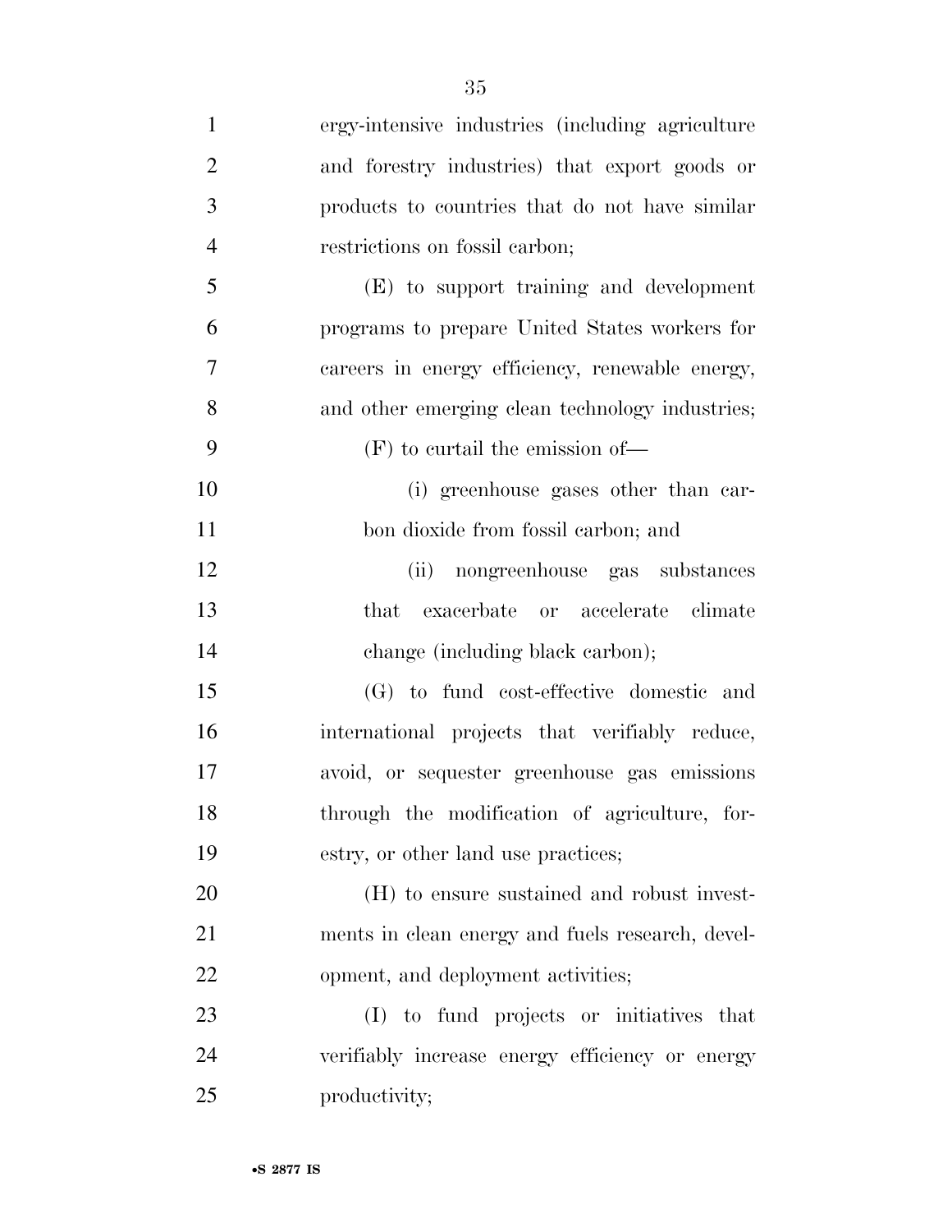ergy-intensive industries (including agriculture and forestry industries) that export goods or products to countries that do not have similar restrictions on fossil carbon;

(E) to support training and development programs to prepare United States workers for careers in energy efficiency, renewable energy, and other emerging clean technology industries;

(F) to curtail the emission of—

(i) greenhouse gases other than carbon dioxide from fossil carbon; and

(ii) nongreenhouse gas substances that exacerbate or accelerate climate change (including black carbon);

(G) to fund cost-effective domestic and international projects that verifiably reduce, avoid, or sequester greenhouse gas emissions through the modification of agriculture, forestry, or other land use practices;

(H) to ensure sustained and robust investments in clean energy and fuels research, development, and deployment activities;

(I) to fund projects or initiatives that verifiably increase energy efficiency or energy productivity;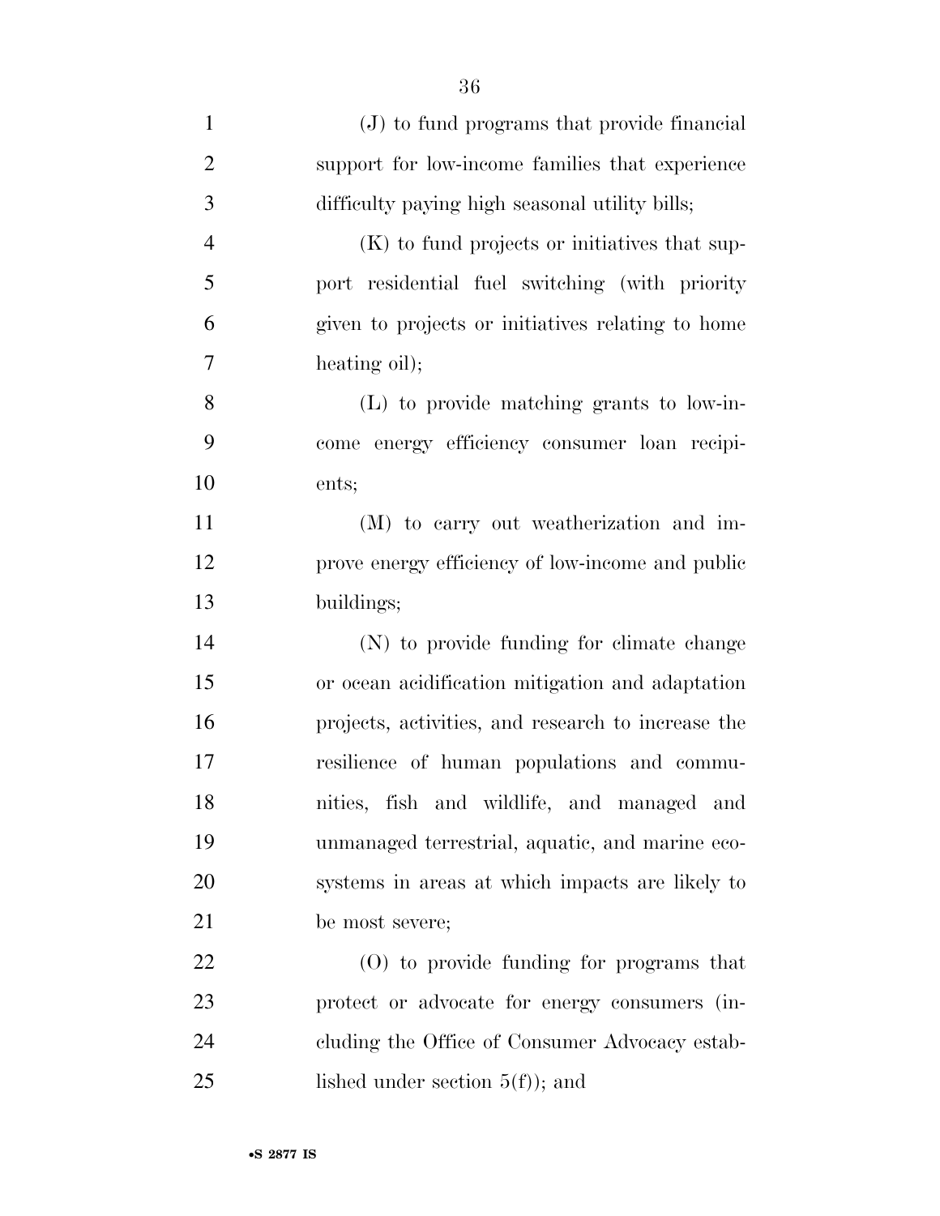(J) to fund programs that provide financial support for low-income families that experience difficulty paying high seasonal utility bills;

(K) to fund projects or initiatives that support residential fuel switching (with priority given to projects or initiatives relating to home heating oil);

(L) to provide matching grants to low-income energy efficiency consumer loan recipients;

(M) to carry out weatherization and improve energy efficiency of low-income and public buildings;

(N) to provide funding for climate change or ocean acidification mitigation and adaptation projects, activities, and research to increase the resilience of human populations and communities, fish and wildlife, and managed and unmanaged terrestrial, aquatic, and marine ecosystems in areas at which impacts are likely to be most severe;

(O) to provide funding for programs that protect or advocate for energy consumers (including the Office of Consumer Advocacy established under section 5(f)); and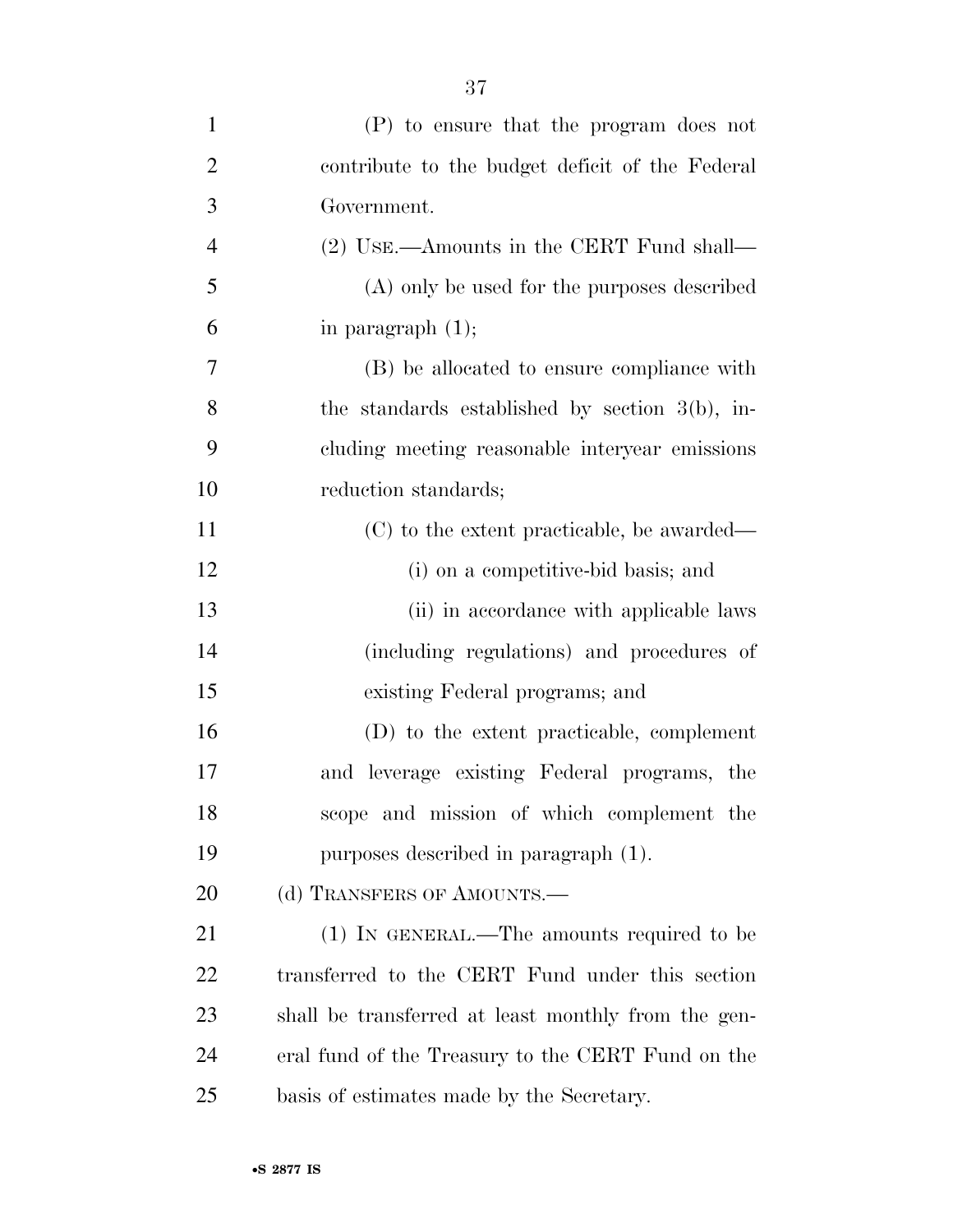(P) to ensure that the program does not contribute to the budget deficit of the Federal Government.

(2) USE.—Amounts in the CERT Fund shall—

(A) only be used for the purposes described in paragraph (1);

(B) be allocated to ensure compliance with the standards established by section 3(b), including meeting reasonable interyear emissions reduction standards;

(C) to the extent practicable, be awarded—

(i) on a competitive-bid basis; and

(ii) in accordance with applicable laws (including regulations) and procedures of existing Federal programs; and

(D) to the extent practicable, complement and leverage existing Federal programs, the scope and mission of which complement the purposes described in paragraph (1).

(d) TRANSFERS OF AMOUNTS.—

(1) IN GENERAL.—The amounts required to be transferred to the CERT Fund under this section shall be transferred at least monthly from the general fund of the Treasury to the CERT Fund on the basis of estimates made by the Secretary.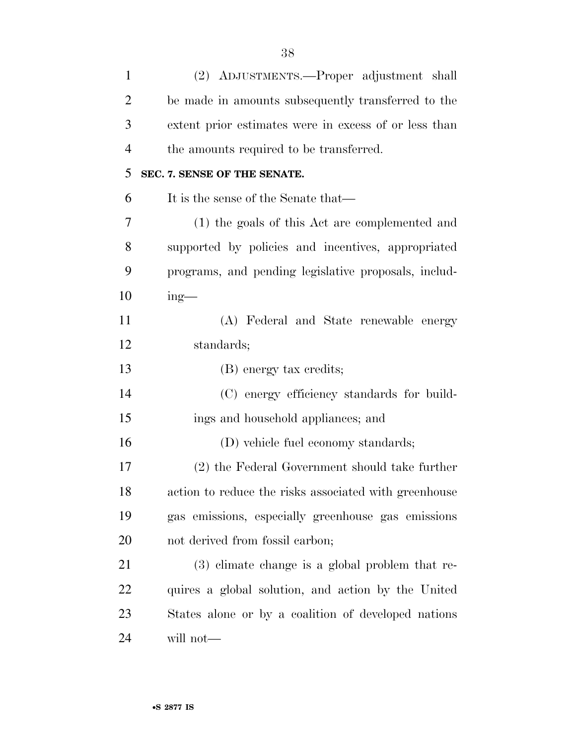(2) ADJUSTMENTS.—Proper adjustment shall be made in amounts subsequently transferred to the extent prior estimates were in excess of or less than the amounts required to be transferred.

**SEC. 7. SENSE OF THE SENATE.**

It is the sense of the Senate that—

(1) the goals of this Act are complemented and supported by policies and incentives, appropriated programs, and pending legislative proposals, including—

(A) Federal and State renewable energy standards;

(B) energy tax credits;

(C) energy efficiency standards for buildings and household appliances; and

(D) vehicle fuel economy standards;

(2) the Federal Government should take further action to reduce the risks associated with greenhouse gas emissions, especially greenhouse gas emissions not derived from fossil carbon;

(3) climate change is a global problem that requires a global solution, and action by the United States alone or by a coalition of developed nations will not—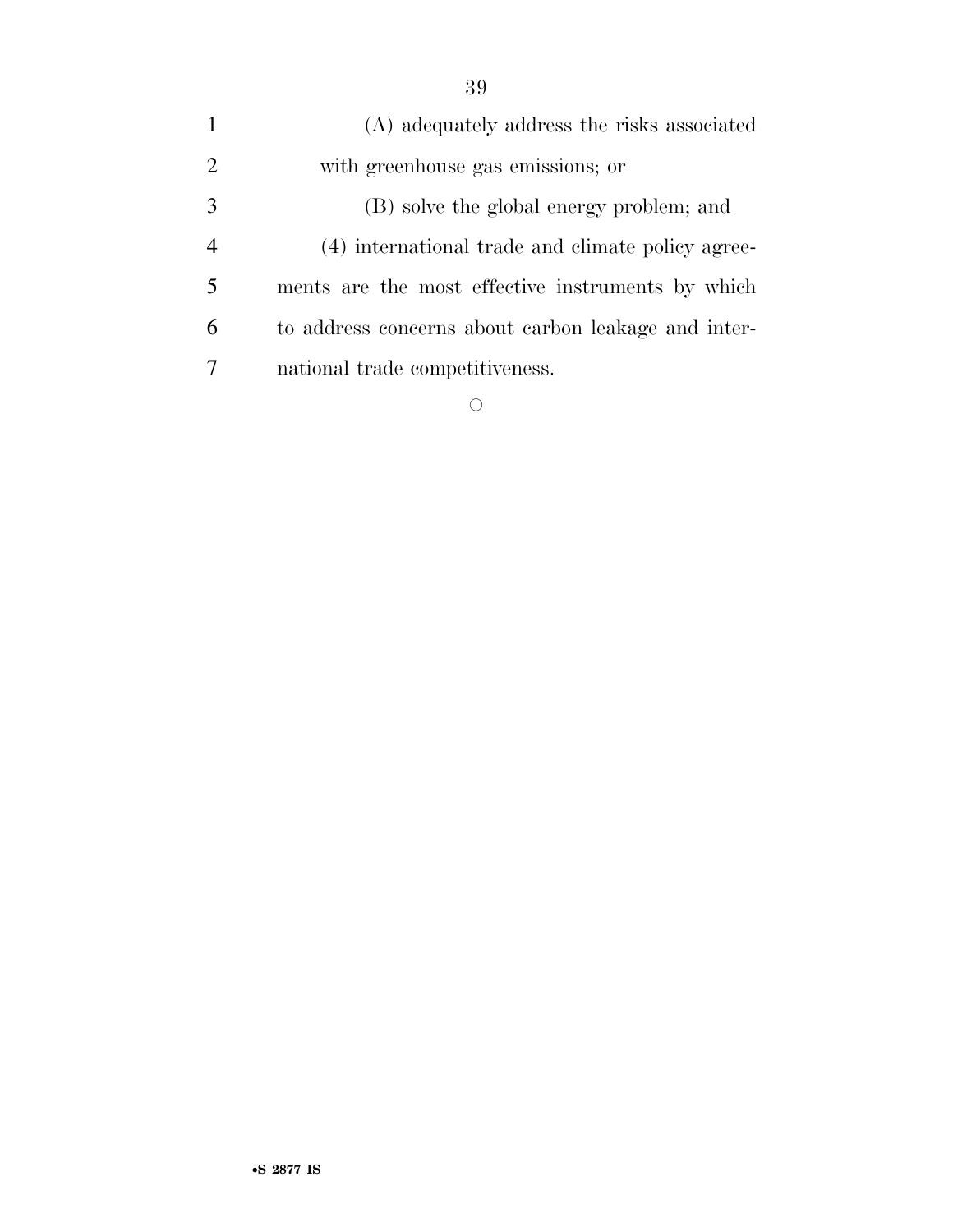(A) adequately address the risks associated with greenhouse gas emissions; or

(B) solve the global energy problem; and

(4) international trade and climate policy agreements are the most effective instruments by which to address concerns about carbon leakage and international trade competitiveness.

○